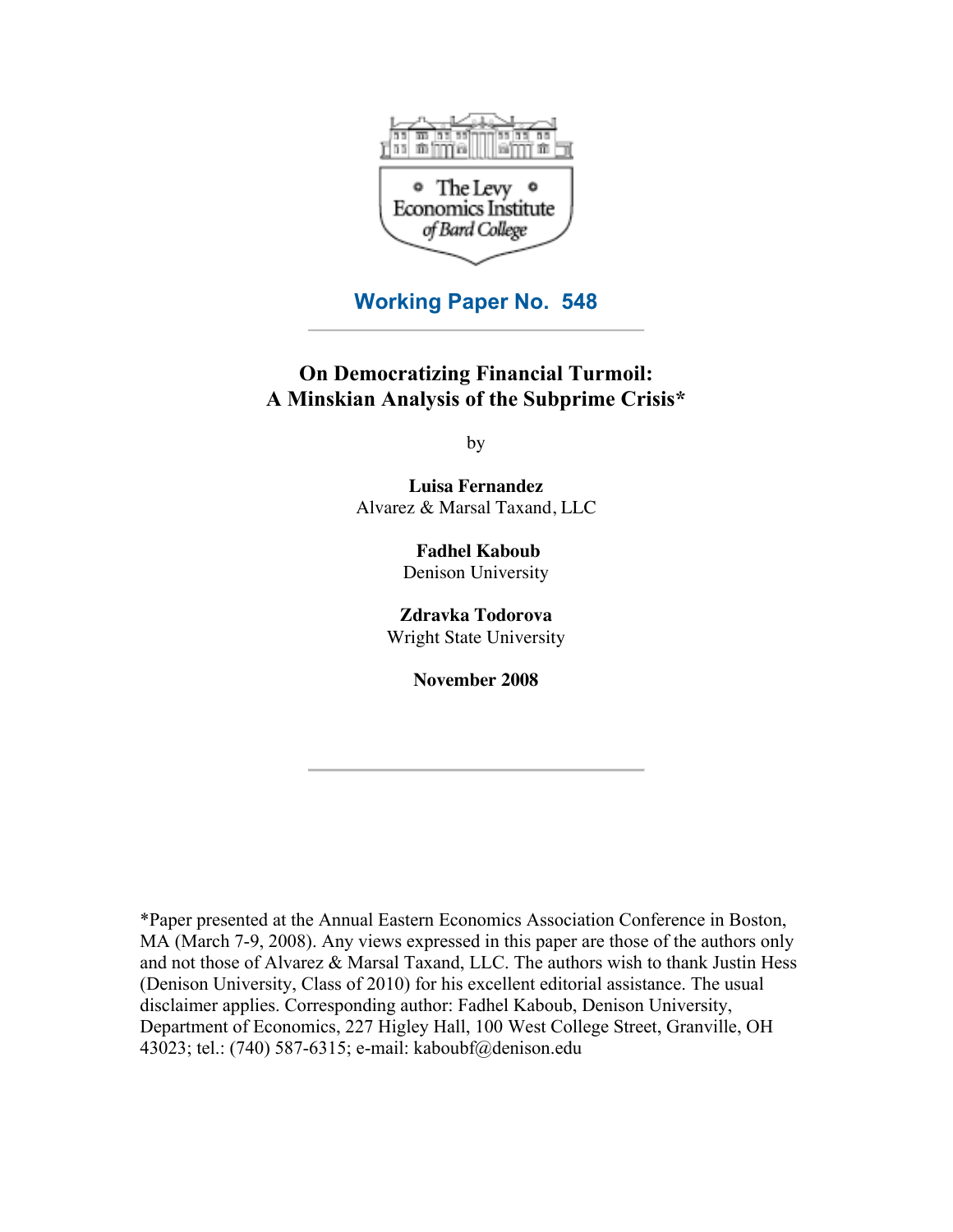The Levy Economics Institute of Bard College

## Working Paper No. 548

# On Democratizing Financial Turmoil: A Minskian Analysis of the Subprime Crisis*

by

**Luisa Fernandez**
Alvarez & Marsal Taxand, LLC

**Fadhel Kaboub**
Denison University

**Zdravka Todorova**
Wright State University

**November 2008**

*Paper presented at the Annual Eastern Economics Association Conference in Boston, MA (March 7-9, 2008). Any views expressed in this paper are those of the authors only and not those of Alvarez & Marsal Taxand, LLC. The authors wish to thank Justin Hess (Denison University, Class of 2010) for his excellent editorial assistance. The usual disclaimer applies. Corresponding author: Fadhel Kaboub, Denison University, Department of Economics, 227 Higley Hall, 100 West College Street, Granville, OH 43023; tel.: (740) 587-6315; e-mail: kaboubf@denison.edu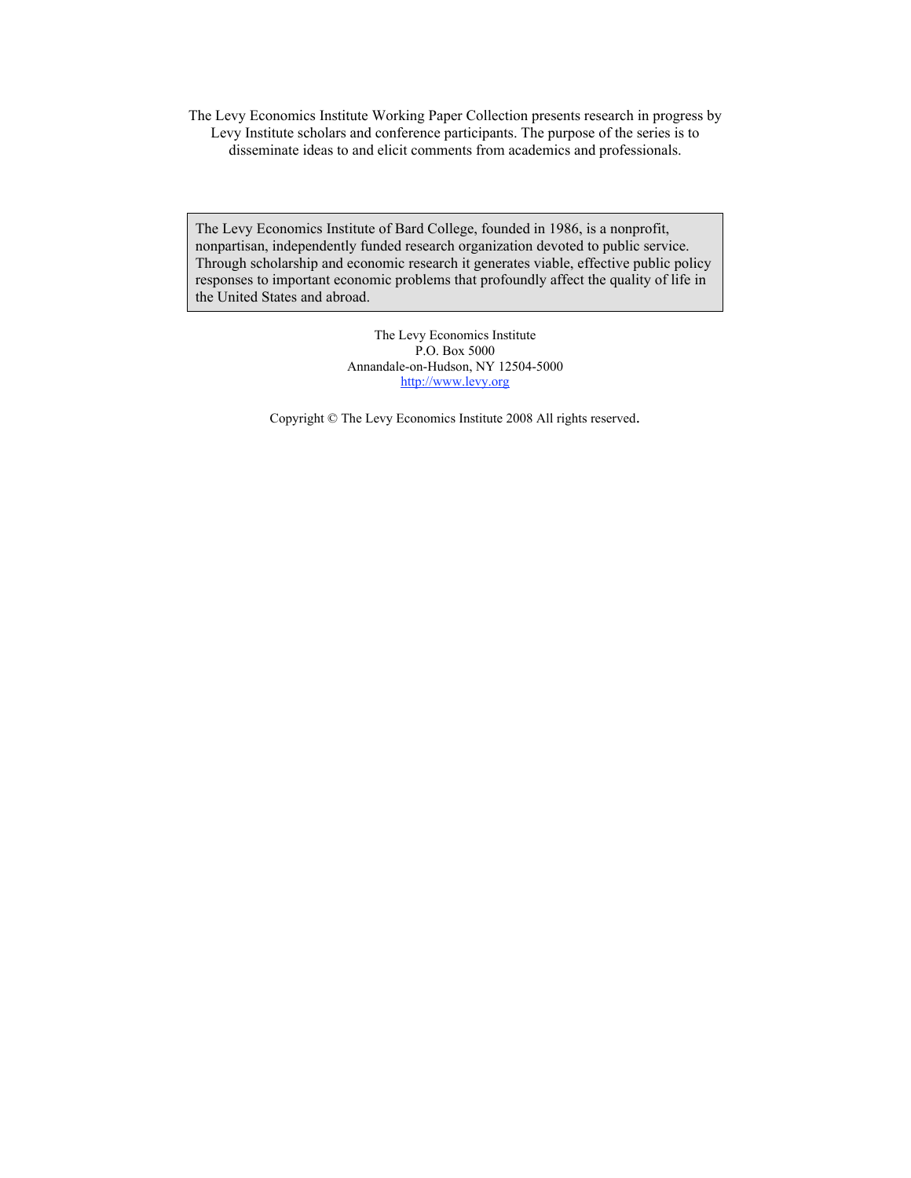The Levy Economics Institute Working Paper Collection presents research in progress by Levy Institute scholars and conference participants. The purpose of the series is to disseminate ideas to and elicit comments from academics and professionals.

The Levy Economics Institute of Bard College, founded in 1986, is a nonprofit, nonpartisan, independently funded research organization devoted to public service. Through scholarship and economic research it generates viable, effective public policy responses to important economic problems that profoundly affect the quality of life in the United States and abroad.

The Levy Economics Institute
P.O. Box 5000
Annandale-on-Hudson, NY 12504-5000
http://www.levy.org

Copyright © The Levy Economics Institute 2008 All rights reserved.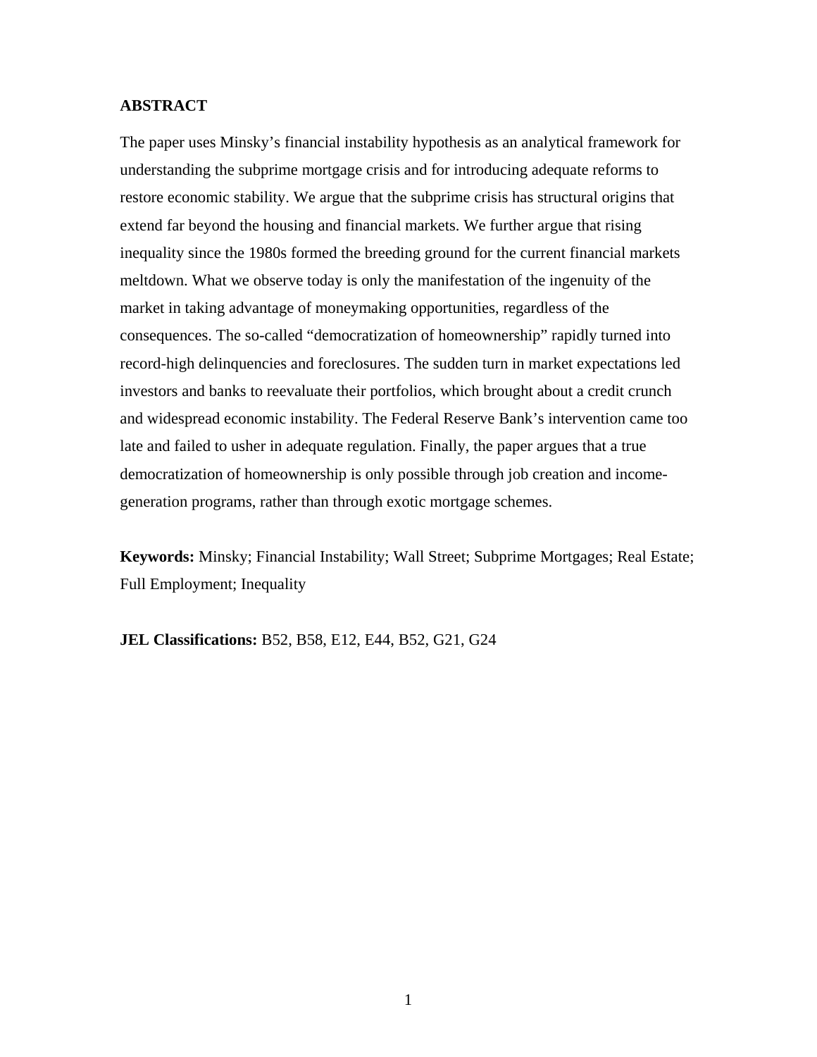## ABSTRACT

The paper uses Minsky's financial instability hypothesis as an analytical framework for understanding the subprime mortgage crisis and for introducing adequate reforms to restore economic stability. We argue that the subprime crisis has structural origins that extend far beyond the housing and financial markets. We further argue that rising inequality since the 1980s formed the breeding ground for the current financial markets meltdown. What we observe today is only the manifestation of the ingenuity of the market in taking advantage of moneymaking opportunities, regardless of the consequences. The so-called "democratization of homeownership" rapidly turned into record-high delinquencies and foreclosures. The sudden turn in market expectations led investors and banks to reevaluate their portfolios, which brought about a credit crunch and widespread economic instability. The Federal Reserve Bank's intervention came too late and failed to usher in adequate regulation. Finally, the paper argues that a true democratization of homeownership is only possible through job creation and income-generation programs, rather than through exotic mortgage schemes.

**Keywords:** Minsky; Financial Instability; Wall Street; Subprime Mortgages; Real Estate; Full Employment; Inequality

**JEL Classifications:** B52, B58, E12, E44, B52, G21, G24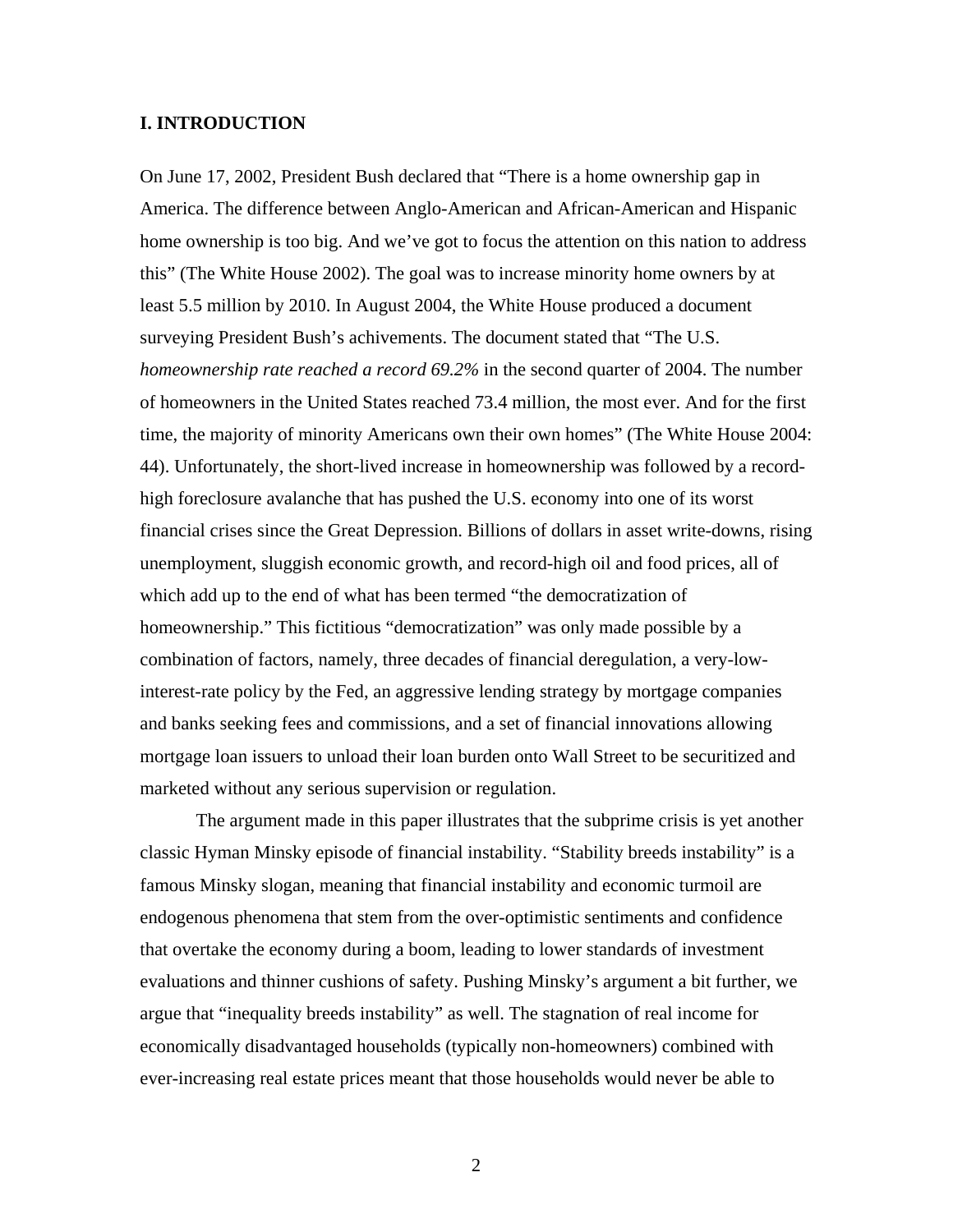## I. INTRODUCTION

On June 17, 2002, President Bush declared that "There is a home ownership gap in America. The difference between Anglo-American and African-American and Hispanic home ownership is too big. And we've got to focus the attention on this nation to address this" (The White House 2002). The goal was to increase minority home owners by at least 5.5 million by 2010. In August 2004, the White House produced a document surveying President Bush's achivements. The document stated that "The U.S. *homeownership rate reached a record 69.2%* in the second quarter of 2004. The number of homeowners in the United States reached 73.4 million, the most ever. And for the first time, the majority of minority Americans own their own homes" (The White House 2004: 44). Unfortunately, the short-lived increase in homeownership was followed by a record-high foreclosure avalanche that has pushed the U.S. economy into one of its worst financial crises since the Great Depression. Billions of dollars in asset write-downs, rising unemployment, sluggish economic growth, and record-high oil and food prices, all of which add up to the end of what has been termed "the democratization of homeownership." This fictitious "democratization" was only made possible by a combination of factors, namely, three decades of financial deregulation, a very-low-interest-rate policy by the Fed, an aggressive lending strategy by mortgage companies and banks seeking fees and commissions, and a set of financial innovations allowing mortgage loan issuers to unload their loan burden onto Wall Street to be securitized and marketed without any serious supervision or regulation.

The argument made in this paper illustrates that the subprime crisis is yet another classic Hyman Minsky episode of financial instability. "Stability breeds instability" is a famous Minsky slogan, meaning that financial instability and economic turmoil are endogenous phenomena that stem from the over-optimistic sentiments and confidence that overtake the economy during a boom, leading to lower standards of investment evaluations and thinner cushions of safety. Pushing Minsky's argument a bit further, we argue that "inequality breeds instability" as well. The stagnation of real income for economically disadvantaged households (typically non-homeowners) combined with ever-increasing real estate prices meant that those households would never be able to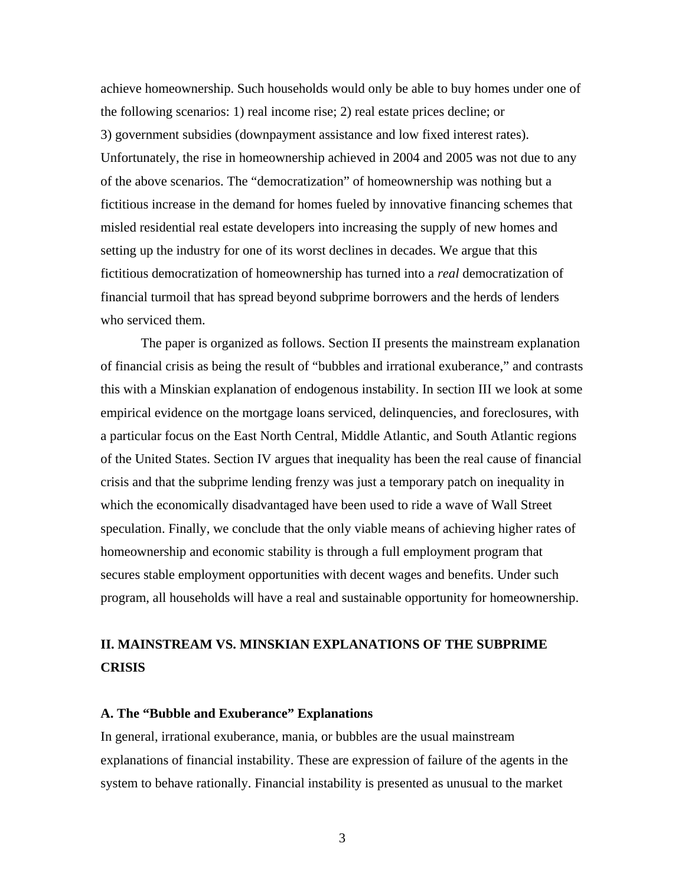achieve homeownership. Such households would only be able to buy homes under one of the following scenarios: 1) real income rise; 2) real estate prices decline; or 3) government subsidies (downpayment assistance and low fixed interest rates). Unfortunately, the rise in homeownership achieved in 2004 and 2005 was not due to any of the above scenarios. The "democratization" of homeownership was nothing but a fictitious increase in the demand for homes fueled by innovative financing schemes that misled residential real estate developers into increasing the supply of new homes and setting up the industry for one of its worst declines in decades. We argue that this fictitious democratization of homeownership has turned into a *real* democratization of financial turmoil that has spread beyond subprime borrowers and the herds of lenders who serviced them.

The paper is organized as follows. Section II presents the mainstream explanation of financial crisis as being the result of "bubbles and irrational exuberance," and contrasts this with a Minskian explanation of endogenous instability. In section III we look at some empirical evidence on the mortgage loans serviced, delinquencies, and foreclosures, with a particular focus on the East North Central, Middle Atlantic, and South Atlantic regions of the United States. Section IV argues that inequality has been the real cause of financial crisis and that the subprime lending frenzy was just a temporary patch on inequality in which the economically disadvantaged have been used to ride a wave of Wall Street speculation. Finally, we conclude that the only viable means of achieving higher rates of homeownership and economic stability is through a full employment program that secures stable employment opportunities with decent wages and benefits. Under such program, all households will have a real and sustainable opportunity for homeownership.

## II. MAINSTREAM VS. MINSKIAN EXPLANATIONS OF THE SUBPRIME CRISIS

### A. The "Bubble and Exuberance" Explanations

In general, irrational exuberance, mania, or bubbles are the usual mainstream explanations of financial instability. These are expression of failure of the agents in the system to behave rationally. Financial instability is presented as unusual to the market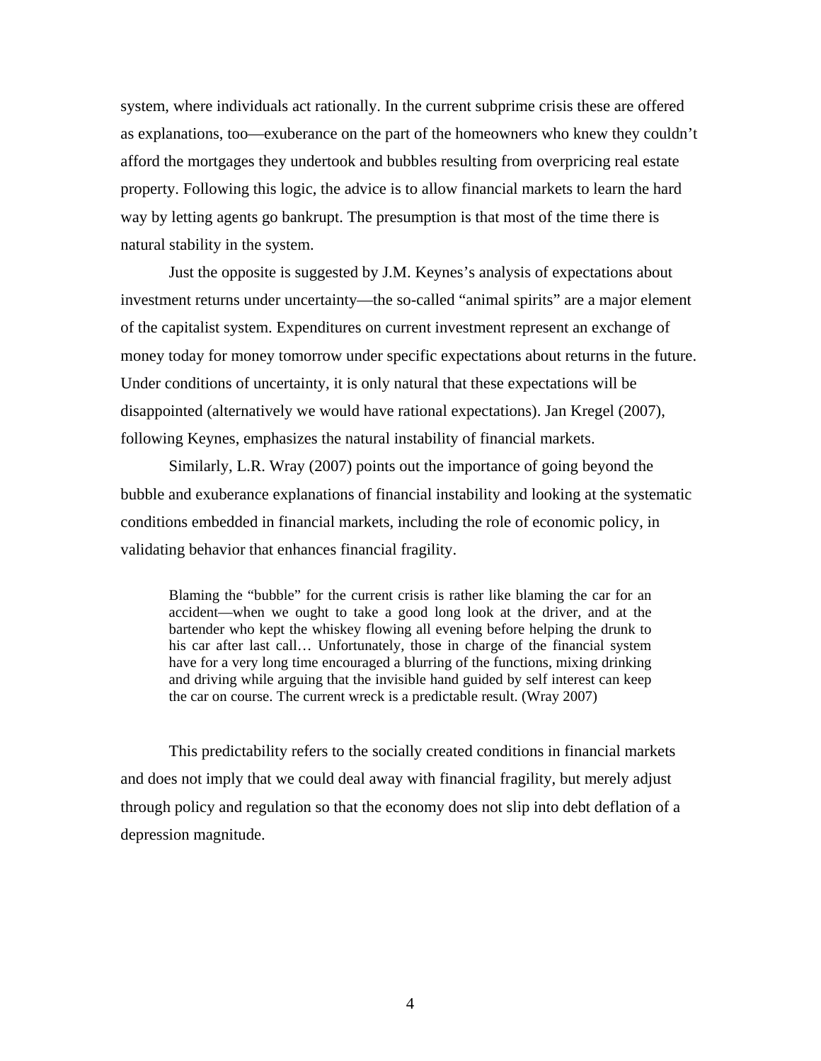system, where individuals act rationally. In the current subprime crisis these are offered as explanations, too—exuberance on the part of the homeowners who knew they couldn't afford the mortgages they undertook and bubbles resulting from overpricing real estate property. Following this logic, the advice is to allow financial markets to learn the hard way by letting agents go bankrupt. The presumption is that most of the time there is natural stability in the system.

Just the opposite is suggested by J.M. Keynes's analysis of expectations about investment returns under uncertainty—the so-called "animal spirits" are a major element of the capitalist system. Expenditures on current investment represent an exchange of money today for money tomorrow under specific expectations about returns in the future. Under conditions of uncertainty, it is only natural that these expectations will be disappointed (alternatively we would have rational expectations). Jan Kregel (2007), following Keynes, emphasizes the natural instability of financial markets.

Similarly, L.R. Wray (2007) points out the importance of going beyond the bubble and exuberance explanations of financial instability and looking at the systematic conditions embedded in financial markets, including the role of economic policy, in validating behavior that enhances financial fragility.

> Blaming the "bubble" for the current crisis is rather like blaming the car for an accident—when we ought to take a good long look at the driver, and at the bartender who kept the whiskey flowing all evening before helping the drunk to his car after last call… Unfortunately, those in charge of the financial system have for a very long time encouraged a blurring of the functions, mixing drinking and driving while arguing that the invisible hand guided by self interest can keep the car on course. The current wreck is a predictable result. (Wray 2007)

This predictability refers to the socially created conditions in financial markets and does not imply that we could deal away with financial fragility, but merely adjust through policy and regulation so that the economy does not slip into debt deflation of a depression magnitude.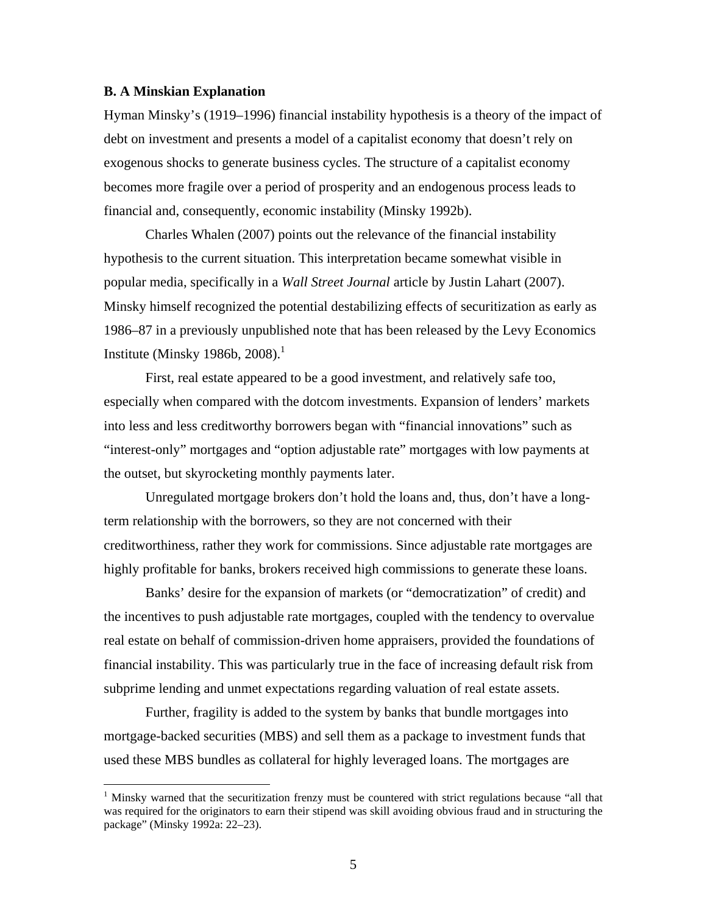### B. A Minskian Explanation

Hyman Minsky's (1919–1996) financial instability hypothesis is a theory of the impact of debt on investment and presents a model of a capitalist economy that doesn't rely on exogenous shocks to generate business cycles. The structure of a capitalist economy becomes more fragile over a period of prosperity and an endogenous process leads to financial and, consequently, economic instability (Minsky 1992b).

Charles Whalen (2007) points out the relevance of the financial instability hypothesis to the current situation. This interpretation became somewhat visible in popular media, specifically in a *Wall Street Journal* article by Justin Lahart (2007). Minsky himself recognized the potential destabilizing effects of securitization as early as 1986–87 in a previously unpublished note that has been released by the Levy Economics Institute (Minsky 1986b, 2008).[1]

First, real estate appeared to be a good investment, and relatively safe too, especially when compared with the dotcom investments. Expansion of lenders' markets into less and less creditworthy borrowers began with "financial innovations" such as "interest-only" mortgages and "option adjustable rate" mortgages with low payments at the outset, but skyrocketing monthly payments later.

Unregulated mortgage brokers don't hold the loans and, thus, don't have a long-term relationship with the borrowers, so they are not concerned with their creditworthiness, rather they work for commissions. Since adjustable rate mortgages are highly profitable for banks, brokers received high commissions to generate these loans.

Banks' desire for the expansion of markets (or "democratization" of credit) and the incentives to push adjustable rate mortgages, coupled with the tendency to overvalue real estate on behalf of commission-driven home appraisers, provided the foundations of financial instability. This was particularly true in the face of increasing default risk from subprime lending and unmet expectations regarding valuation of real estate assets.

Further, fragility is added to the system by banks that bundle mortgages into mortgage-backed securities (MBS) and sell them as a package to investment funds that used these MBS bundles as collateral for highly leveraged loans. The mortgages are

[1] Minsky warned that the securitization frenzy must be countered with strict regulations because "all that was required for the originators to earn their stipend was skill avoiding obvious fraud and in structuring the package" (Minsky 1992a: 22–23).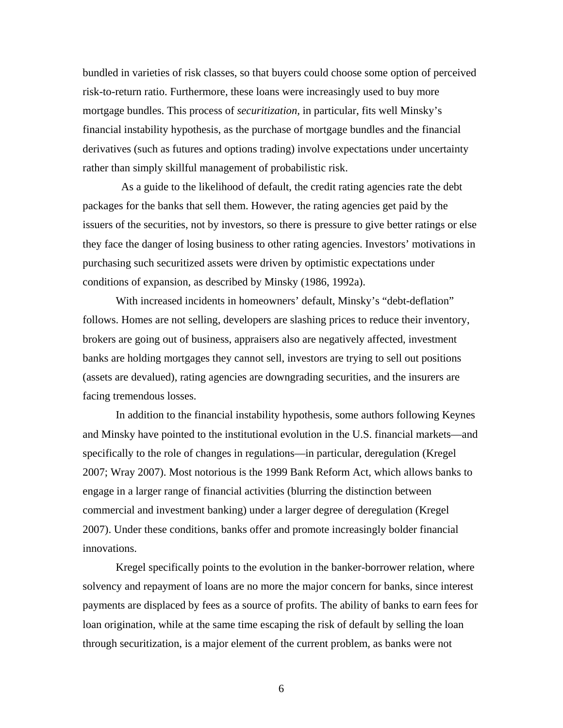bundled in varieties of risk classes, so that buyers could choose some option of perceived risk-to-return ratio. Furthermore, these loans were increasingly used to buy more mortgage bundles. This process of *securitization*, in particular, fits well Minsky's financial instability hypothesis, as the purchase of mortgage bundles and the financial derivatives (such as futures and options trading) involve expectations under uncertainty rather than simply skillful management of probabilistic risk.

As a guide to the likelihood of default, the credit rating agencies rate the debt packages for the banks that sell them. However, the rating agencies get paid by the issuers of the securities, not by investors, so there is pressure to give better ratings or else they face the danger of losing business to other rating agencies. Investors' motivations in purchasing such securitized assets were driven by optimistic expectations under conditions of expansion, as described by Minsky (1986, 1992a).

With increased incidents in homeowners' default, Minsky's "debt-deflation" follows. Homes are not selling, developers are slashing prices to reduce their inventory, brokers are going out of business, appraisers also are negatively affected, investment banks are holding mortgages they cannot sell, investors are trying to sell out positions (assets are devalued), rating agencies are downgrading securities, and the insurers are facing tremendous losses.

In addition to the financial instability hypothesis, some authors following Keynes and Minsky have pointed to the institutional evolution in the U.S. financial markets—and specifically to the role of changes in regulations—in particular, deregulation (Kregel 2007; Wray 2007). Most notorious is the 1999 Bank Reform Act, which allows banks to engage in a larger range of financial activities (blurring the distinction between commercial and investment banking) under a larger degree of deregulation (Kregel 2007). Under these conditions, banks offer and promote increasingly bolder financial innovations.

Kregel specifically points to the evolution in the banker-borrower relation, where solvency and repayment of loans are no more the major concern for banks, since interest payments are displaced by fees as a source of profits. The ability of banks to earn fees for loan origination, while at the same time escaping the risk of default by selling the loan through securitization, is a major element of the current problem, as banks were not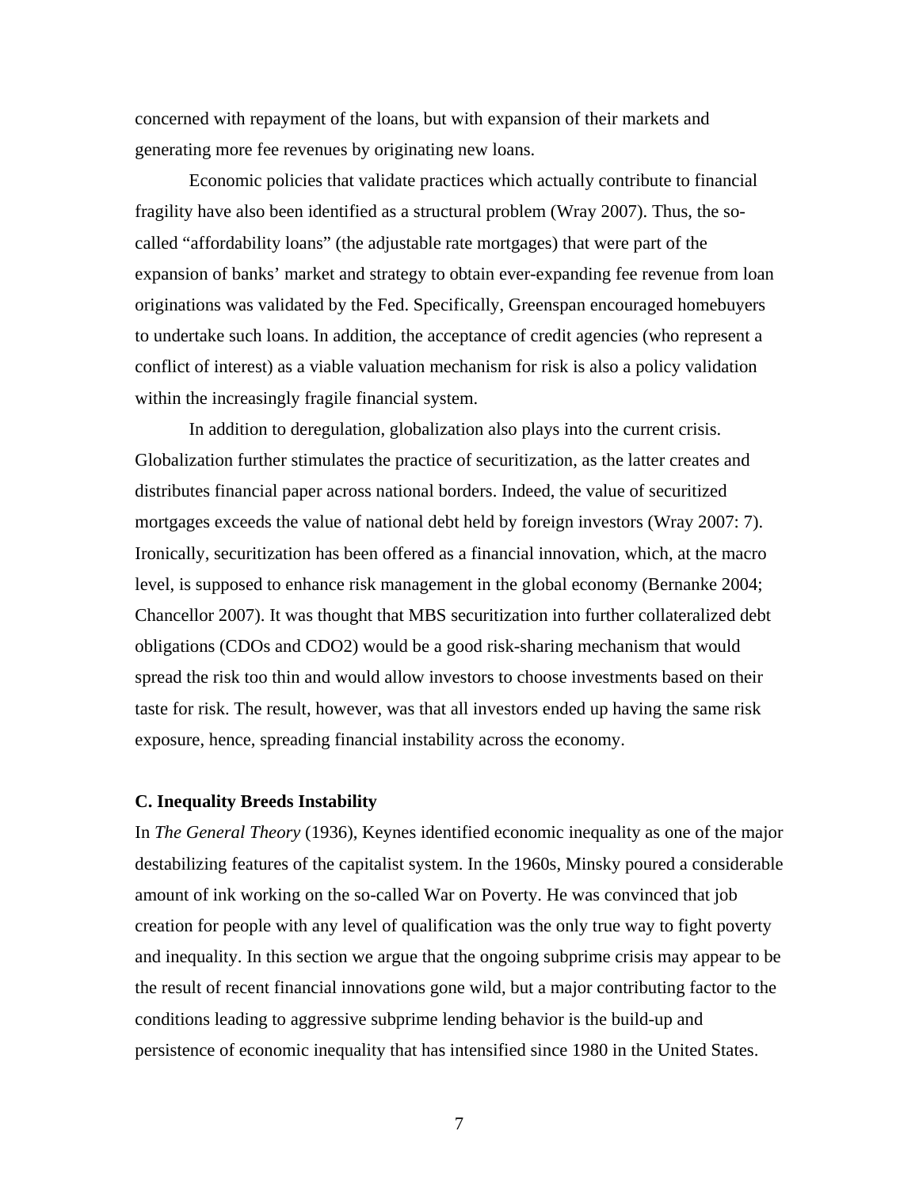concerned with repayment of the loans, but with expansion of their markets and generating more fee revenues by originating new loans.

Economic policies that validate practices which actually contribute to financial fragility have also been identified as a structural problem (Wray 2007). Thus, the so-called "affordability loans" (the adjustable rate mortgages) that were part of the expansion of banks' market and strategy to obtain ever-expanding fee revenue from loan originations was validated by the Fed. Specifically, Greenspan encouraged homebuyers to undertake such loans. In addition, the acceptance of credit agencies (who represent a conflict of interest) as a viable valuation mechanism for risk is also a policy validation within the increasingly fragile financial system.

In addition to deregulation, globalization also plays into the current crisis. Globalization further stimulates the practice of securitization, as the latter creates and distributes financial paper across national borders. Indeed, the value of securitized mortgages exceeds the value of national debt held by foreign investors (Wray 2007: 7). Ironically, securitization has been offered as a financial innovation, which, at the macro level, is supposed to enhance risk management in the global economy (Bernanke 2004; Chancellor 2007). It was thought that MBS securitization into further collateralized debt obligations (CDOs and CDO2) would be a good risk-sharing mechanism that would spread the risk too thin and would allow investors to choose investments based on their taste for risk. The result, however, was that all investors ended up having the same risk exposure, hence, spreading financial instability across the economy.

### C. Inequality Breeds Instability

In *The General Theory* (1936), Keynes identified economic inequality as one of the major destabilizing features of the capitalist system. In the 1960s, Minsky poured a considerable amount of ink working on the so-called War on Poverty. He was convinced that job creation for people with any level of qualification was the only true way to fight poverty and inequality. In this section we argue that the ongoing subprime crisis may appear to be the result of recent financial innovations gone wild, but a major contributing factor to the conditions leading to aggressive subprime lending behavior is the build-up and persistence of economic inequality that has intensified since 1980 in the United States.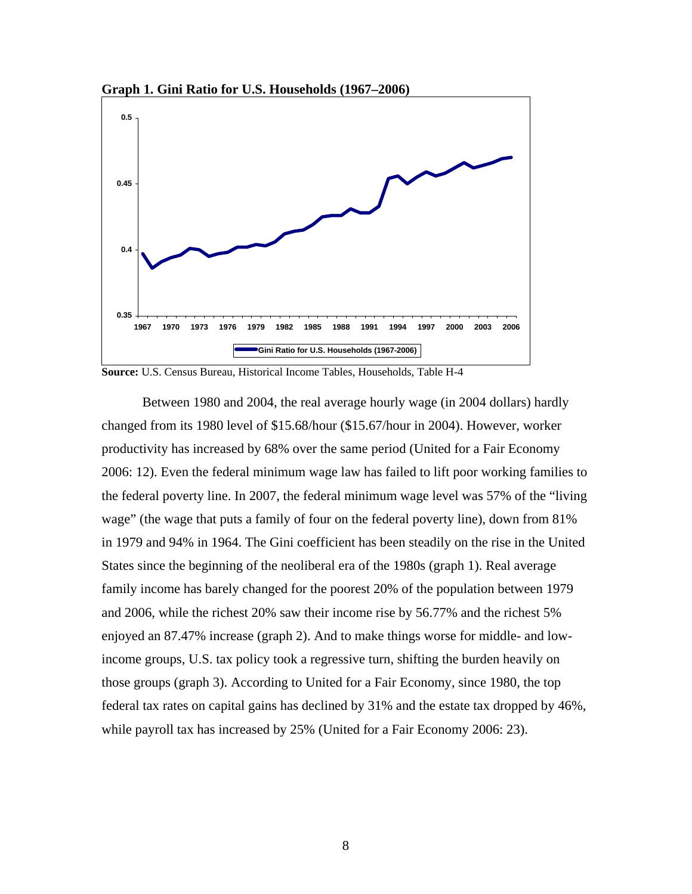**Graph 1. Gini Ratio for U.S. Households (1967–2006)**

**Source:** U.S. Census Bureau, Historical Income Tables, Households, Table H-4

Between 1980 and 2004, the real average hourly wage (in 2004 dollars) hardly changed from its 1980 level of \$15.68/hour (\$15.67/hour in 2004). However, worker productivity has increased by 68% over the same period (United for a Fair Economy 2006: 12). Even the federal minimum wage law has failed to lift poor working families to the federal poverty line. In 2007, the federal minimum wage level was 57% of the "living wage" (the wage that puts a family of four on the federal poverty line), down from 81% in 1979 and 94% in 1964. The Gini coefficient has been steadily on the rise in the United States since the beginning of the neoliberal era of the 1980s (graph 1). Real average family income has barely changed for the poorest 20% of the population between 1979 and 2006, while the richest 20% saw their income rise by 56.77% and the richest 5% enjoyed an 87.47% increase (graph 2). And to make things worse for middle- and low-income groups, U.S. tax policy took a regressive turn, shifting the burden heavily on those groups (graph 3). According to United for a Fair Economy, since 1980, the top federal tax rates on capital gains has declined by 31% and the estate tax dropped by 46%, while payroll tax has increased by 25% (United for a Fair Economy 2006: 23).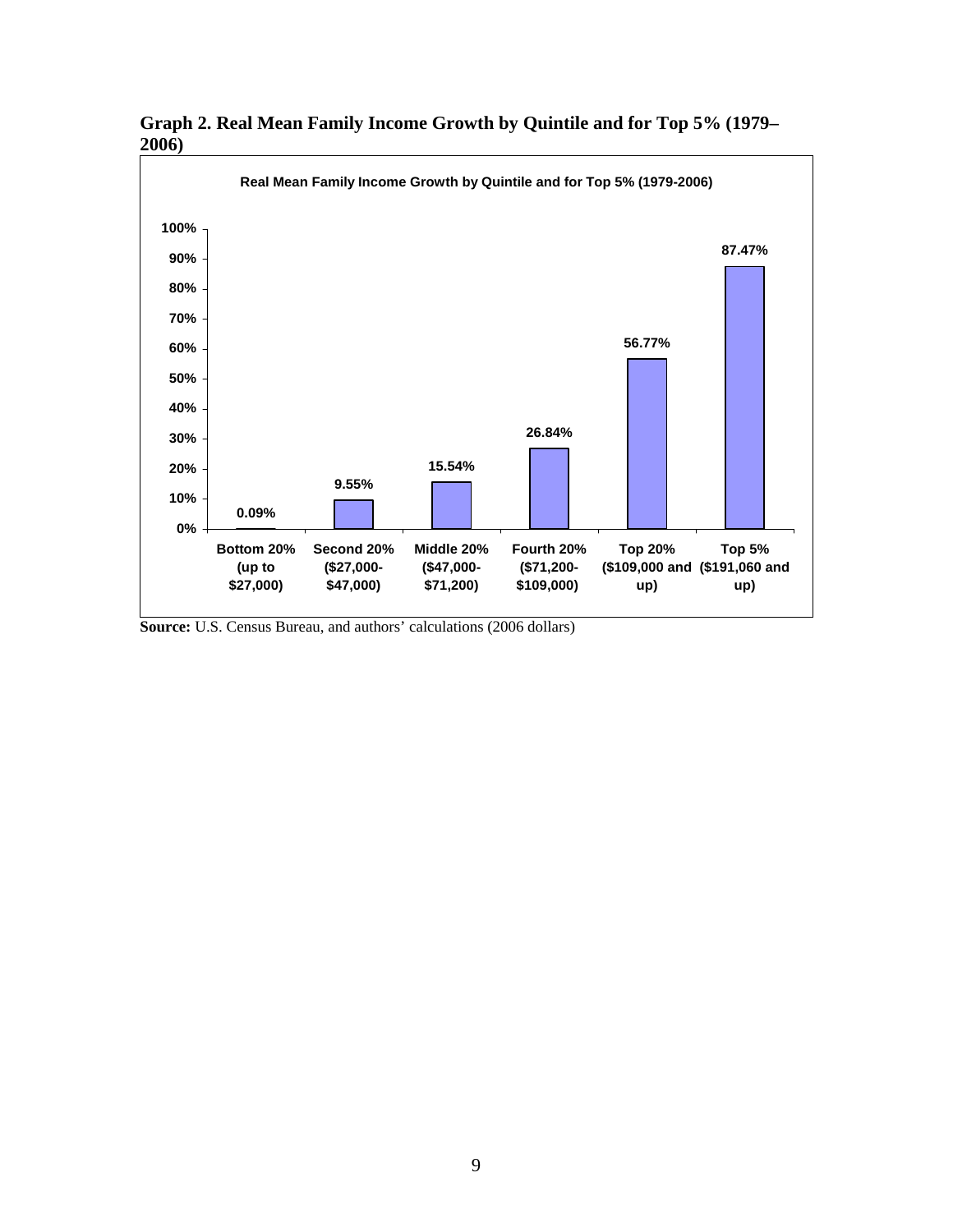**Graph 2. Real Mean Family Income Growth by Quintile and for Top 5% (1979–2006)**

| Group | Real Mean Family Income Growth (1979-2006) |
|---|---|
| Bottom 20% (up to $27,000) | 0.09% |
| Second 20% ($27,000-$47,000) | 9.55% |
| Middle 20% ($47,000-$71,200) | 15.54% |
| Fourth 20% ($71,200-$109,000) | 26.84% |
| Top 20% ($109,000 and up) | 56.77% |
| Top 5% ($191,060 and up) | 87.47% |

**Source:** U.S. Census Bureau, and authors' calculations (2006 dollars)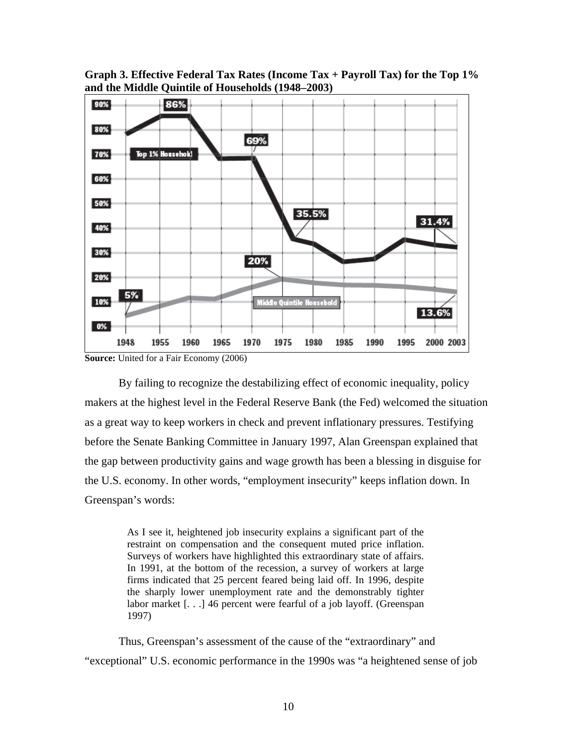**Graph 3. Effective Federal Tax Rates (Income Tax + Payroll Tax) for the Top 1% and the Middle Quintile of Households (1948–2003)**

**Source:** United for a Fair Economy (2006)

By failing to recognize the destabilizing effect of economic inequality, policy makers at the highest level in the Federal Reserve Bank (the Fed) welcomed the situation as a great way to keep workers in check and prevent inflationary pressures. Testifying before the Senate Banking Committee in January 1997, Alan Greenspan explained that the gap between productivity gains and wage growth has been a blessing in disguise for the U.S. economy. In other words, "employment insecurity" keeps inflation down. In Greenspan's words:

> As I see it, heightened job insecurity explains a significant part of the restraint on compensation and the consequent muted price inflation. Surveys of workers have highlighted this extraordinary state of affairs. In 1991, at the bottom of the recession, a survey of workers at large firms indicated that 25 percent feared being laid off. In 1996, despite the sharply lower unemployment rate and the demonstrably tighter labor market [. . .] 46 percent were fearful of a job layoff. (Greenspan 1997)

Thus, Greenspan's assessment of the cause of the "extraordinary" and "exceptional" U.S. economic performance in the 1990s was "a heightened sense of job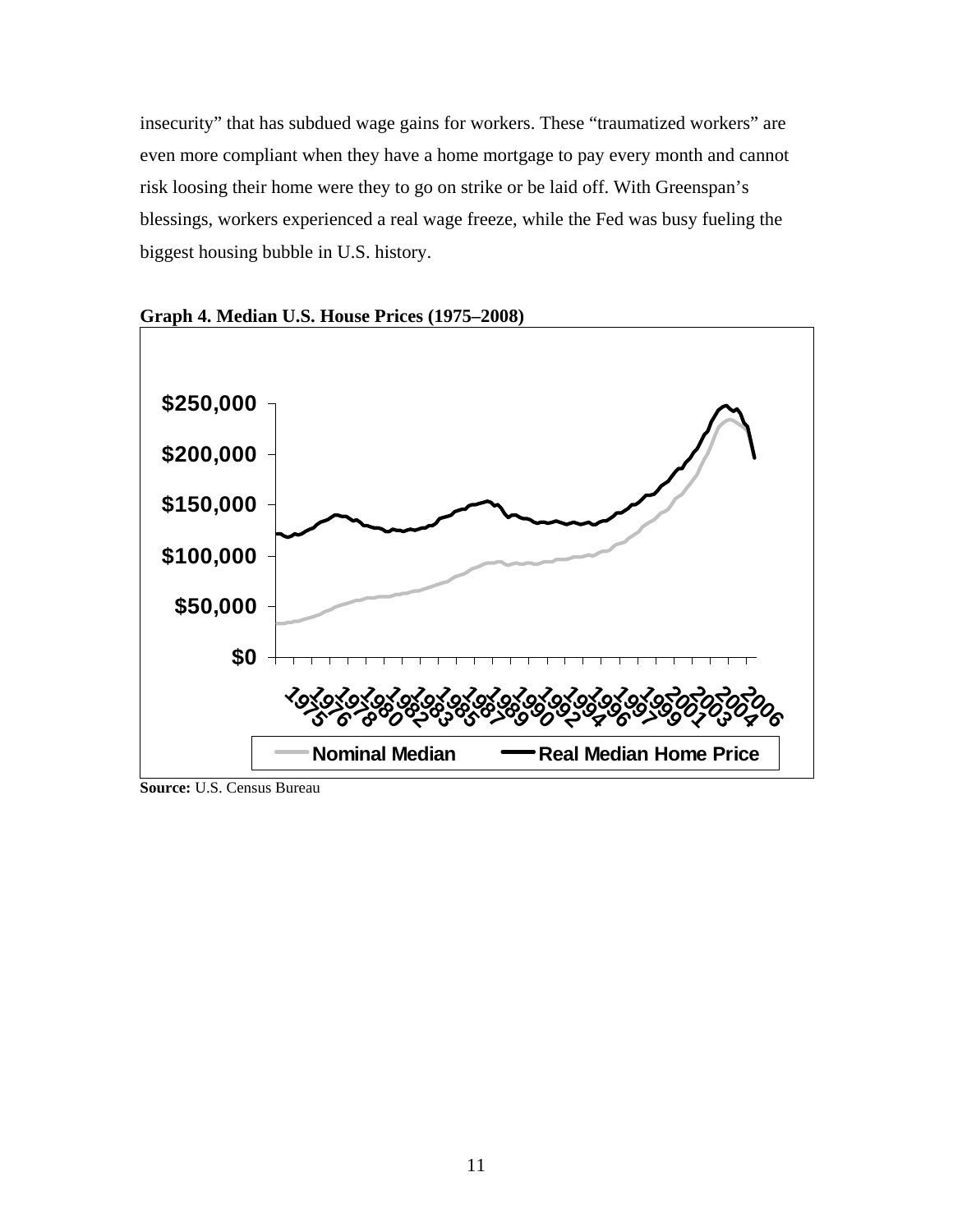insecurity" that has subdued wage gains for workers. These "traumatized workers" are even more compliant when they have a home mortgage to pay every month and cannot risk loosing their home were they to go on strike or be laid off. With Greenspan's blessings, workers experienced a real wage freeze, while the Fed was busy fueling the biggest housing bubble in U.S. history.

**Graph 4. Median U.S. House Prices (1975–2008)**

**Source:** U.S. Census Bureau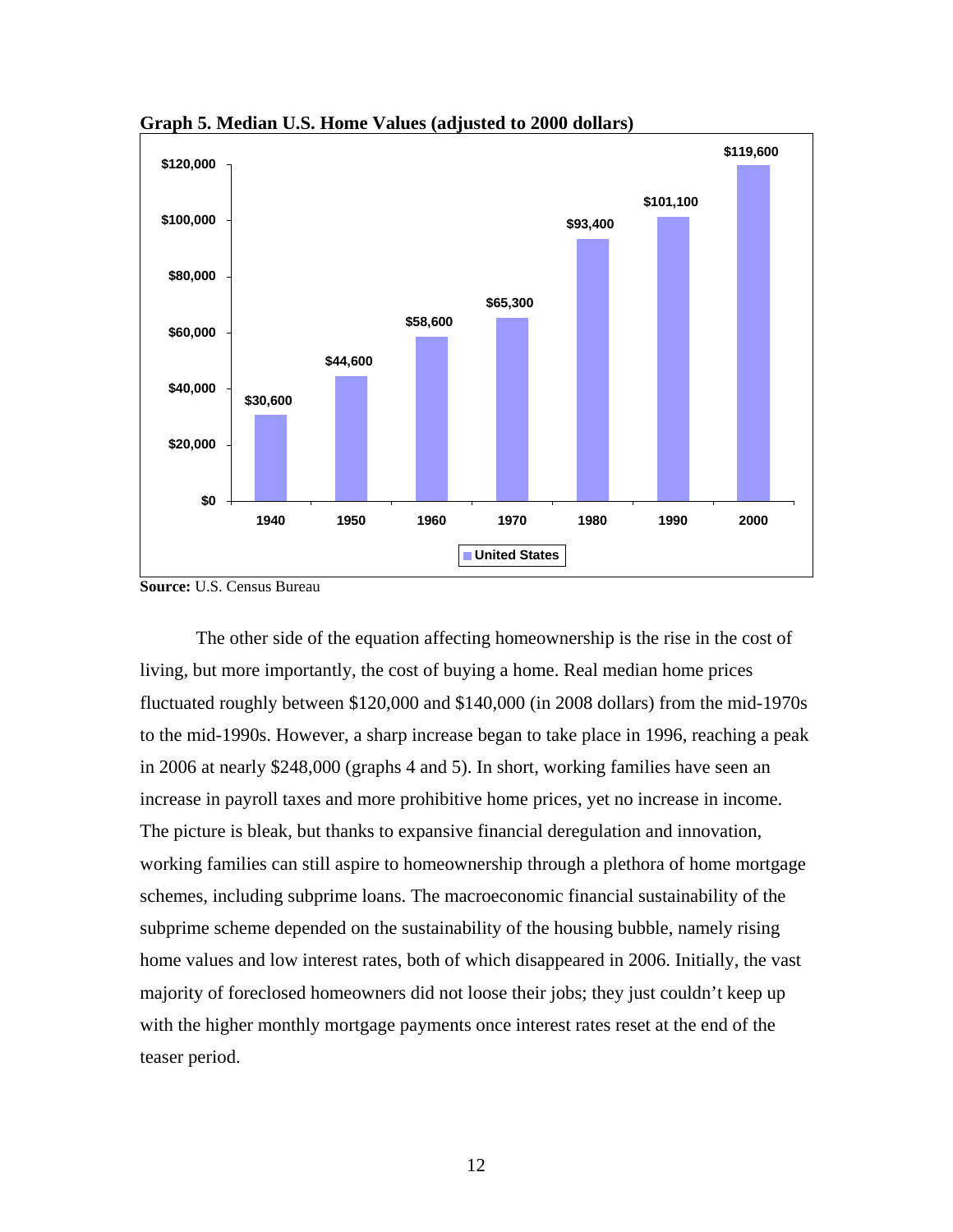**Graph 5. Median U.S. Home Values (adjusted to 2000 dollars)**

| Year | United States |
|---|---|
| 1940 | $30,600 |
| 1950 | $44,600 |
| 1960 | $58,600 |
| 1970 | $65,300 |
| 1980 | $93,400 |
| 1990 | $101,100 |
| 2000 | $119,600 |

**Source:** U.S. Census Bureau

The other side of the equation affecting homeownership is the rise in the cost of living, but more importantly, the cost of buying a home. Real median home prices fluctuated roughly between $120,000 and $140,000 (in 2008 dollars) from the mid-1970s to the mid-1990s. However, a sharp increase began to take place in 1996, reaching a peak in 2006 at nearly $248,000 (graphs 4 and 5). In short, working families have seen an increase in payroll taxes and more prohibitive home prices, yet no increase in income. The picture is bleak, but thanks to expansive financial deregulation and innovation, working families can still aspire to homeownership through a plethora of home mortgage schemes, including subprime loans. The macroeconomic financial sustainability of the subprime scheme depended on the sustainability of the housing bubble, namely rising home values and low interest rates, both of which disappeared in 2006. Initially, the vast majority of foreclosed homeowners did not loose their jobs; they just couldn't keep up with the higher monthly mortgage payments once interest rates reset at the end of the teaser period.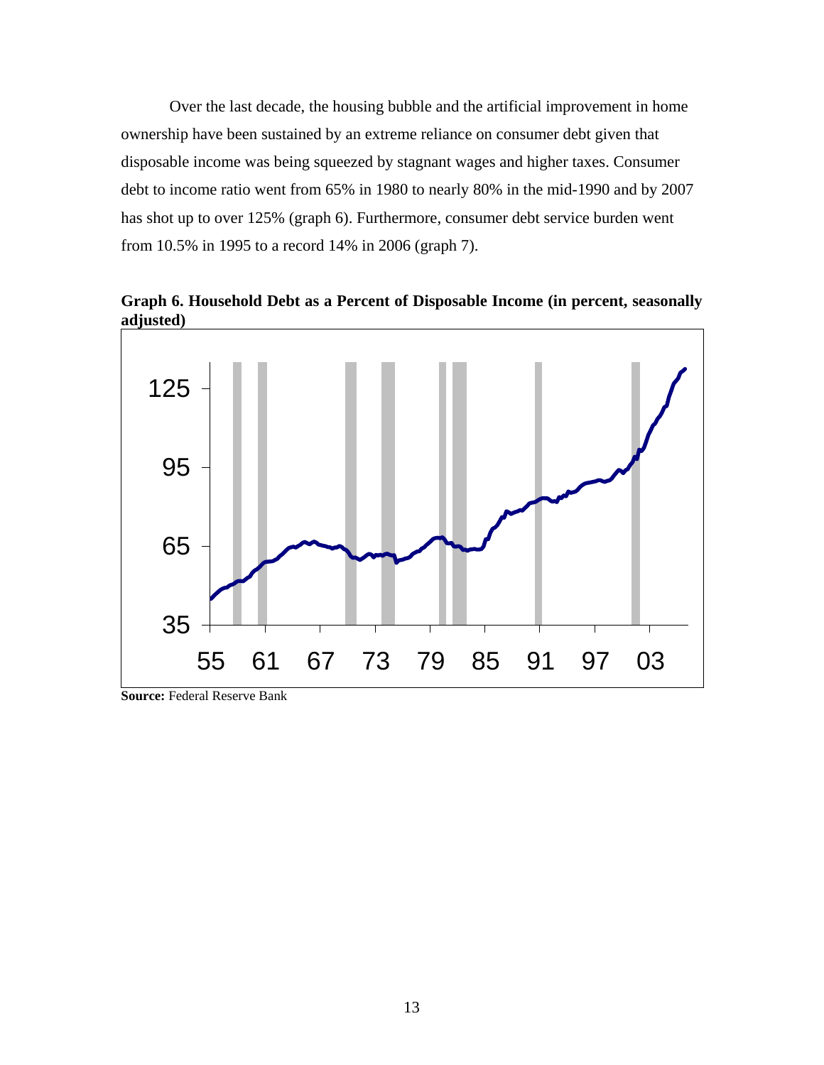Over the last decade, the housing bubble and the artificial improvement in home ownership have been sustained by an extreme reliance on consumer debt given that disposable income was being squeezed by stagnant wages and higher taxes. Consumer debt to income ratio went from 65% in 1980 to nearly 80% in the mid-1990 and by 2007 has shot up to over 125% (graph 6). Furthermore, consumer debt service burden went from 10.5% in 1995 to a record 14% in 2006 (graph 7).

**Graph 6. Household Debt as a Percent of Disposable Income (in percent, seasonally adjusted)**

**Source:** Federal Reserve Bank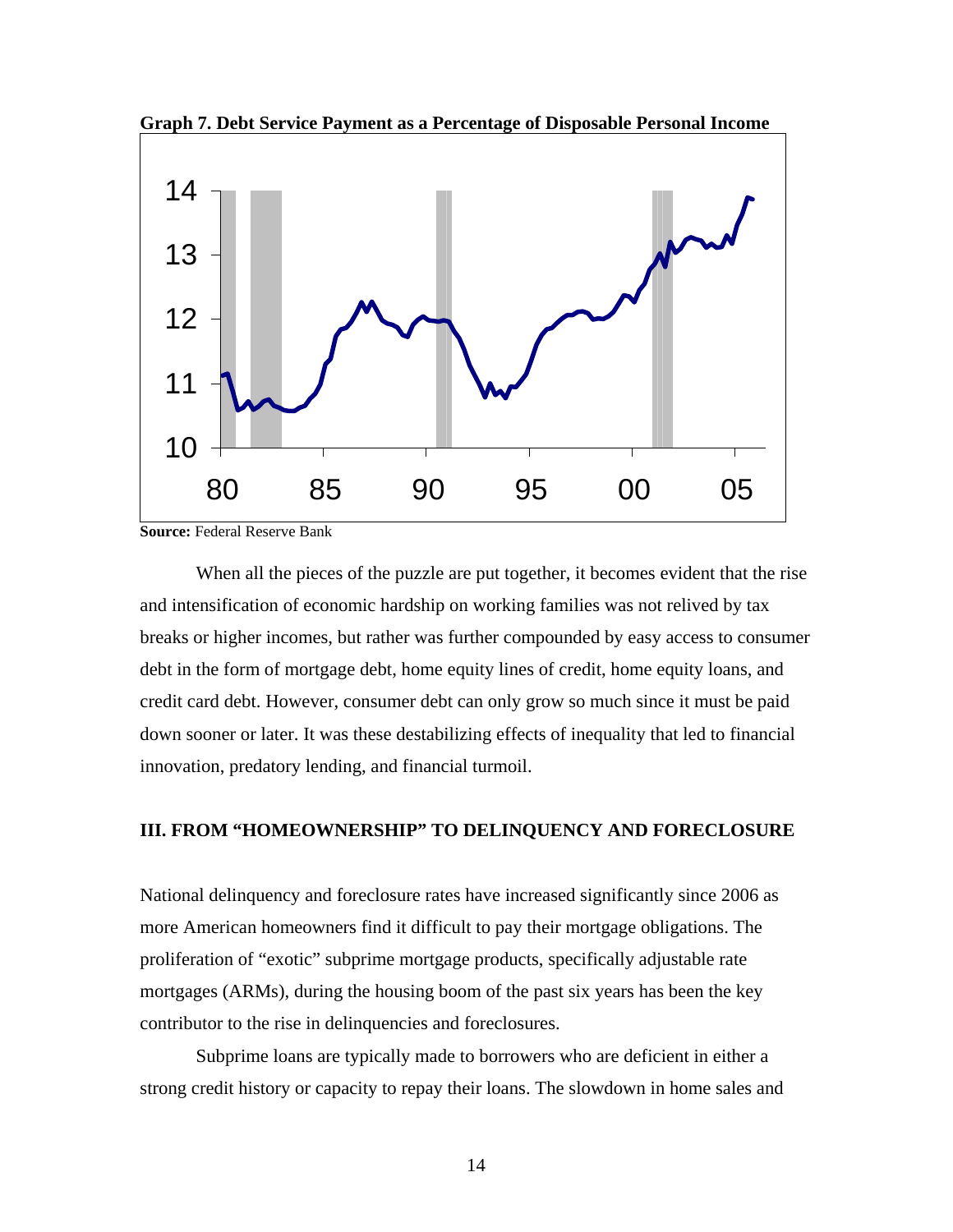**Graph 7. Debt Service Payment as a Percentage of Disposable Personal Income**

**Source:** Federal Reserve Bank

When all the pieces of the puzzle are put together, it becomes evident that the rise and intensification of economic hardship on working families was not relived by tax breaks or higher incomes, but rather was further compounded by easy access to consumer debt in the form of mortgage debt, home equity lines of credit, home equity loans, and credit card debt. However, consumer debt can only grow so much since it must be paid down sooner or later. It was these destabilizing effects of inequality that led to financial innovation, predatory lending, and financial turmoil.

## III. FROM "HOMEOWNERSHIP" TO DELINQUENCY AND FORECLOSURE

National delinquency and foreclosure rates have increased significantly since 2006 as more American homeowners find it difficult to pay their mortgage obligations. The proliferation of "exotic" subprime mortgage products, specifically adjustable rate mortgages (ARMs), during the housing boom of the past six years has been the key contributor to the rise in delinquencies and foreclosures.

Subprime loans are typically made to borrowers who are deficient in either a strong credit history or capacity to repay their loans. The slowdown in home sales and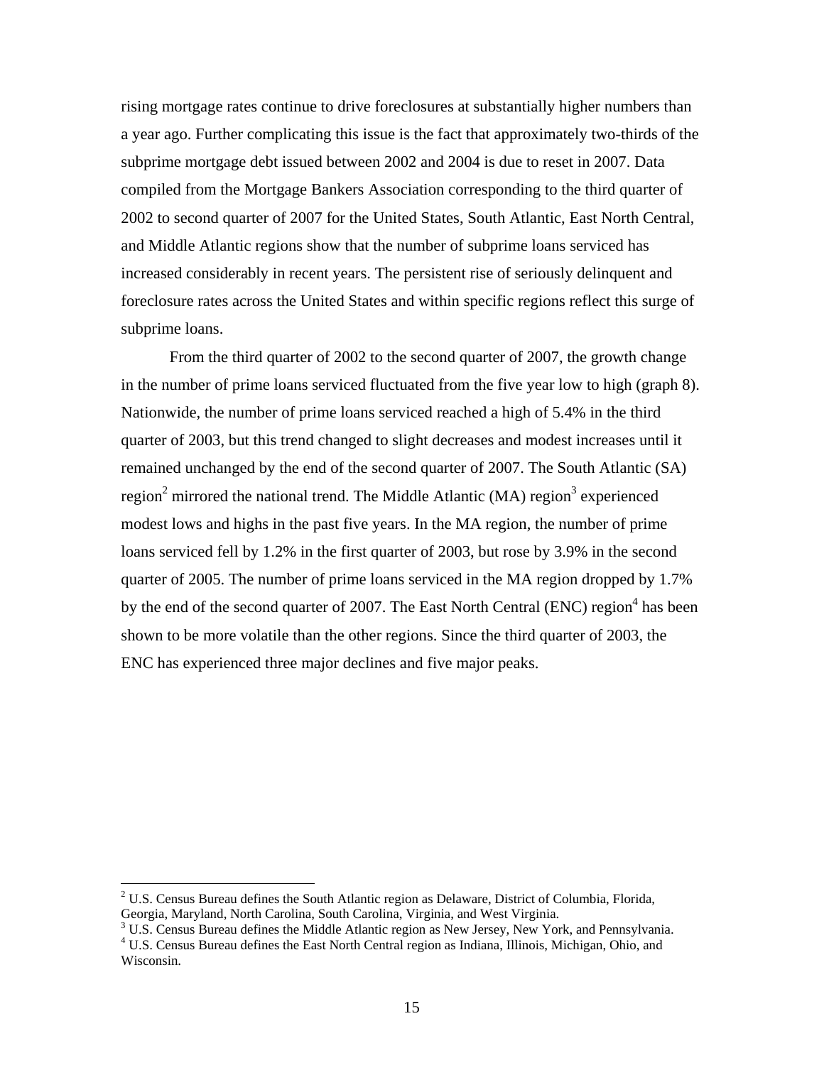rising mortgage rates continue to drive foreclosures at substantially higher numbers than a year ago. Further complicating this issue is the fact that approximately two-thirds of the subprime mortgage debt issued between 2002 and 2004 is due to reset in 2007. Data compiled from the Mortgage Bankers Association corresponding to the third quarter of 2002 to second quarter of 2007 for the United States, South Atlantic, East North Central, and Middle Atlantic regions show that the number of subprime loans serviced has increased considerably in recent years. The persistent rise of seriously delinquent and foreclosure rates across the United States and within specific regions reflect this surge of subprime loans.

From the third quarter of 2002 to the second quarter of 2007, the growth change in the number of prime loans serviced fluctuated from the five year low to high (graph 8). Nationwide, the number of prime loans serviced reached a high of 5.4% in the third quarter of 2003, but this trend changed to slight decreases and modest increases until it remained unchanged by the end of the second quarter of 2007. The South Atlantic (SA) region[2] mirrored the national trend. The Middle Atlantic (MA) region[3] experienced modest lows and highs in the past five years. In the MA region, the number of prime loans serviced fell by 1.2% in the first quarter of 2003, but rose by 3.9% in the second quarter of 2005. The number of prime loans serviced in the MA region dropped by 1.7% by the end of the second quarter of 2007. The East North Central (ENC) region[4] has been shown to be more volatile than the other regions. Since the third quarter of 2003, the ENC has experienced three major declines and five major peaks.

---

[2] U.S. Census Bureau defines the South Atlantic region as Delaware, District of Columbia, Florida, Georgia, Maryland, North Carolina, South Carolina, Virginia, and West Virginia.

[3] U.S. Census Bureau defines the Middle Atlantic region as New Jersey, New York, and Pennsylvania.

[4] U.S. Census Bureau defines the East North Central region as Indiana, Illinois, Michigan, Ohio, and Wisconsin.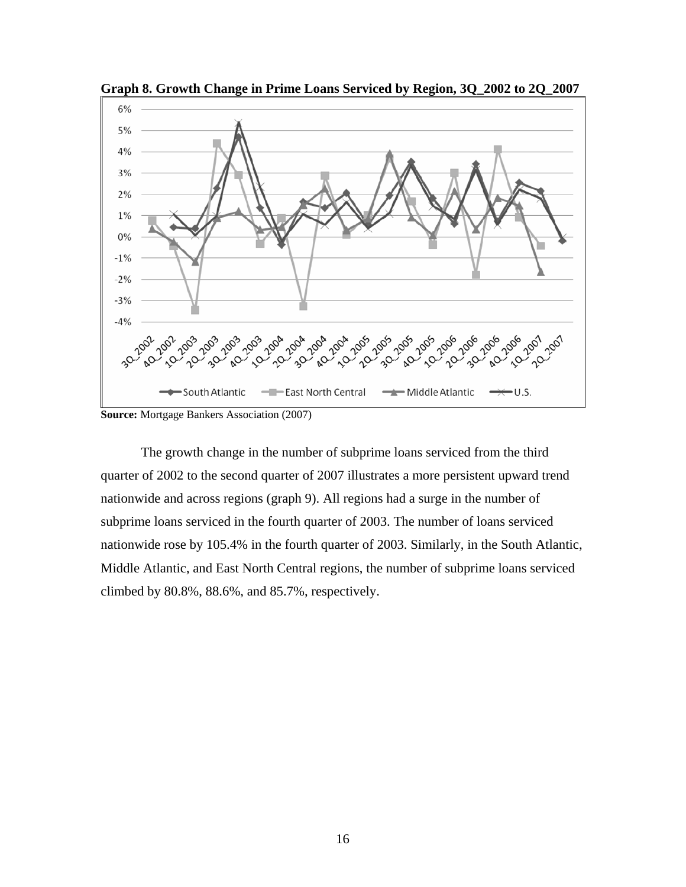**Graph 8. Growth Change in Prime Loans Serviced by Region, 3Q_2002 to 2Q_2007**

**Source:** Mortgage Bankers Association (2007)

The growth change in the number of subprime loans serviced from the third quarter of 2002 to the second quarter of 2007 illustrates a more persistent upward trend nationwide and across regions (graph 9). All regions had a surge in the number of subprime loans serviced in the fourth quarter of 2003. The number of loans serviced nationwide rose by 105.4% in the fourth quarter of 2003. Similarly, in the South Atlantic, Middle Atlantic, and East North Central regions, the number of subprime loans serviced climbed by 80.8%, 88.6%, and 85.7%, respectively.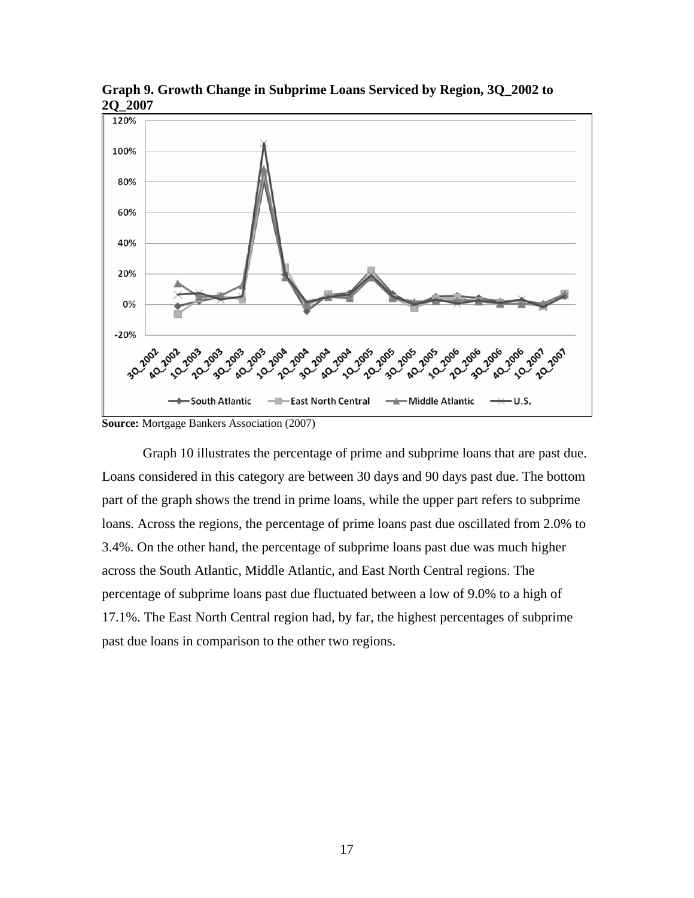**Graph 9. Growth Change in Subprime Loans Serviced by Region, 3Q_2002 to 2Q_2007**

**Source:** Mortgage Bankers Association (2007)

Graph 10 illustrates the percentage of prime and subprime loans that are past due. Loans considered in this category are between 30 days and 90 days past due. The bottom part of the graph shows the trend in prime loans, while the upper part refers to subprime loans. Across the regions, the percentage of prime loans past due oscillated from 2.0% to 3.4%. On the other hand, the percentage of subprime loans past due was much higher across the South Atlantic, Middle Atlantic, and East North Central regions. The percentage of subprime loans past due fluctuated between a low of 9.0% to a high of 17.1%. The East North Central region had, by far, the highest percentages of subprime past due loans in comparison to the other two regions.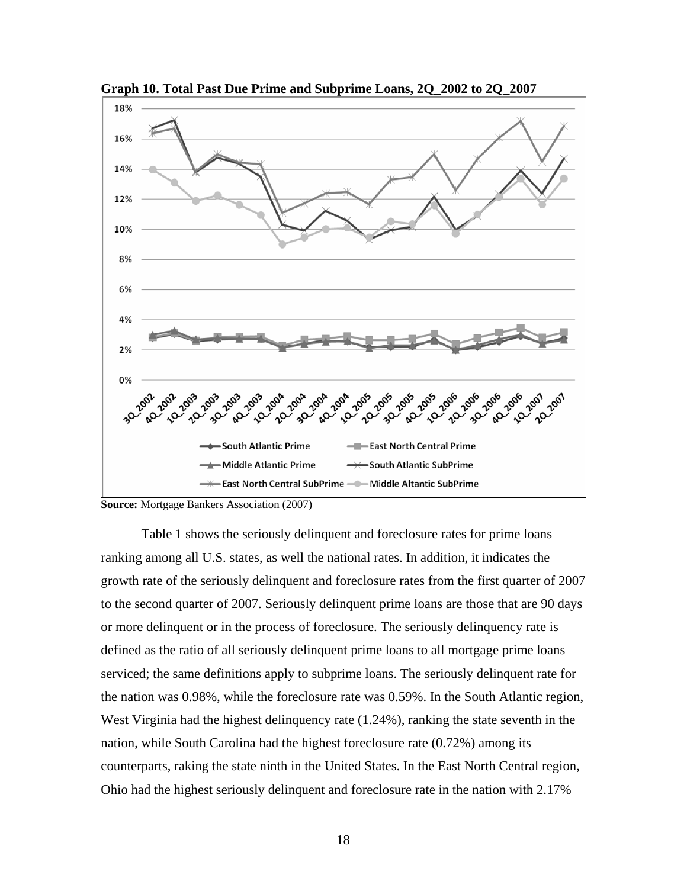**Graph 10. Total Past Due Prime and Subprime Loans, 2Q_2002 to 2Q_2007**

**Source:** Mortgage Bankers Association (2007)

Table 1 shows the seriously delinquent and foreclosure rates for prime loans ranking among all U.S. states, as well the national rates. In addition, it indicates the growth rate of the seriously delinquent and foreclosure rates from the first quarter of 2007 to the second quarter of 2007. Seriously delinquent prime loans are those that are 90 days or more delinquent or in the process of foreclosure. The seriously delinquency rate is defined as the ratio of all seriously delinquent prime loans to all mortgage prime loans serviced; the same definitions apply to subprime loans. The seriously delinquent rate for the nation was 0.98%, while the foreclosure rate was 0.59%. In the South Atlantic region, West Virginia had the highest delinquency rate (1.24%), ranking the state seventh in the nation, while South Carolina had the highest foreclosure rate (0.72%) among its counterparts, raking the state ninth in the United States. In the East North Central region, Ohio had the highest seriously delinquent and foreclosure rate in the nation with 2.17%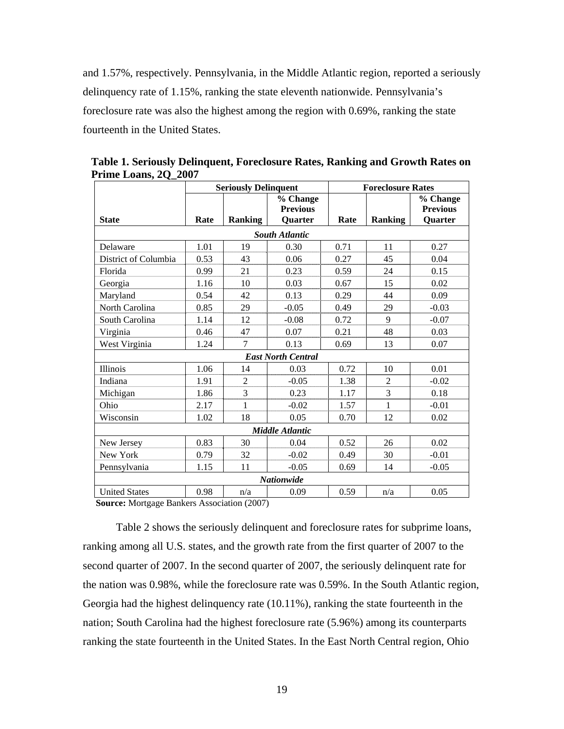and 1.57%, respectively. Pennsylvania, in the Middle Atlantic region, reported a seriously delinquency rate of 1.15%, ranking the state eleventh nationwide. Pennsylvania's foreclosure rate was also the highest among the region with 0.69%, ranking the state fourteenth in the United States.

**Table 1. Seriously Delinquent, Foreclosure Rates, Ranking and Growth Rates on Prime Loans, 2Q_2007**

| | Seriously Delinquent | | | Foreclosure Rates | | |
|---|---|---|---|---|---|---|
| **State** | **Rate** | **Ranking** | **% Change Previous Quarter** | **Rate** | **Ranking** | **% Change Previous Quarter** |
| ***South Atlantic*** | | | | | | |
| Delaware | 1.01 | 19 | 0.30 | 0.71 | 11 | 0.27 |
| District of Columbia | 0.53 | 43 | 0.06 | 0.27 | 45 | 0.04 |
| Florida | 0.99 | 21 | 0.23 | 0.59 | 24 | 0.15 |
| Georgia | 1.16 | 10 | 0.03 | 0.67 | 15 | 0.02 |
| Maryland | 0.54 | 42 | 0.13 | 0.29 | 44 | 0.09 |
| North Carolina | 0.85 | 29 | -0.05 | 0.49 | 29 | -0.03 |
| South Carolina | 1.14 | 12 | -0.08 | 0.72 | 9 | -0.07 |
| Virginia | 0.46 | 47 | 0.07 | 0.21 | 48 | 0.03 |
| West Virginia | 1.24 | 7 | 0.13 | 0.69 | 13 | 0.07 |
| ***East North Central*** | | | | | | |
| Illinois | 1.06 | 14 | 0.03 | 0.72 | 10 | 0.01 |
| Indiana | 1.91 | 2 | -0.05 | 1.38 | 2 | -0.02 |
| Michigan | 1.86 | 3 | 0.23 | 1.17 | 3 | 0.18 |
| Ohio | 2.17 | 1 | -0.02 | 1.57 | 1 | -0.01 |
| Wisconsin | 1.02 | 18 | 0.05 | 0.70 | 12 | 0.02 |
| ***Middle Atlantic*** | | | | | | |
| New Jersey | 0.83 | 30 | 0.04 | 0.52 | 26 | 0.02 |
| New York | 0.79 | 32 | -0.02 | 0.49 | 30 | -0.01 |
| Pennsylvania | 1.15 | 11 | -0.05 | 0.69 | 14 | -0.05 |
| ***Nationwide*** | | | | | | |
| United States | 0.98 | n/a | 0.09 | 0.59 | n/a | 0.05 |

**Source:** Mortgage Bankers Association (2007)

Table 2 shows the seriously delinquent and foreclosure rates for subprime loans, ranking among all U.S. states, and the growth rate from the first quarter of 2007 to the second quarter of 2007. In the second quarter of 2007, the seriously delinquent rate for the nation was 0.98%, while the foreclosure rate was 0.59%. In the South Atlantic region, Georgia had the highest delinquency rate (10.11%), ranking the state fourteenth in the nation; South Carolina had the highest foreclosure rate (5.96%) among its counterparts ranking the state fourteenth in the United States. In the East North Central region, Ohio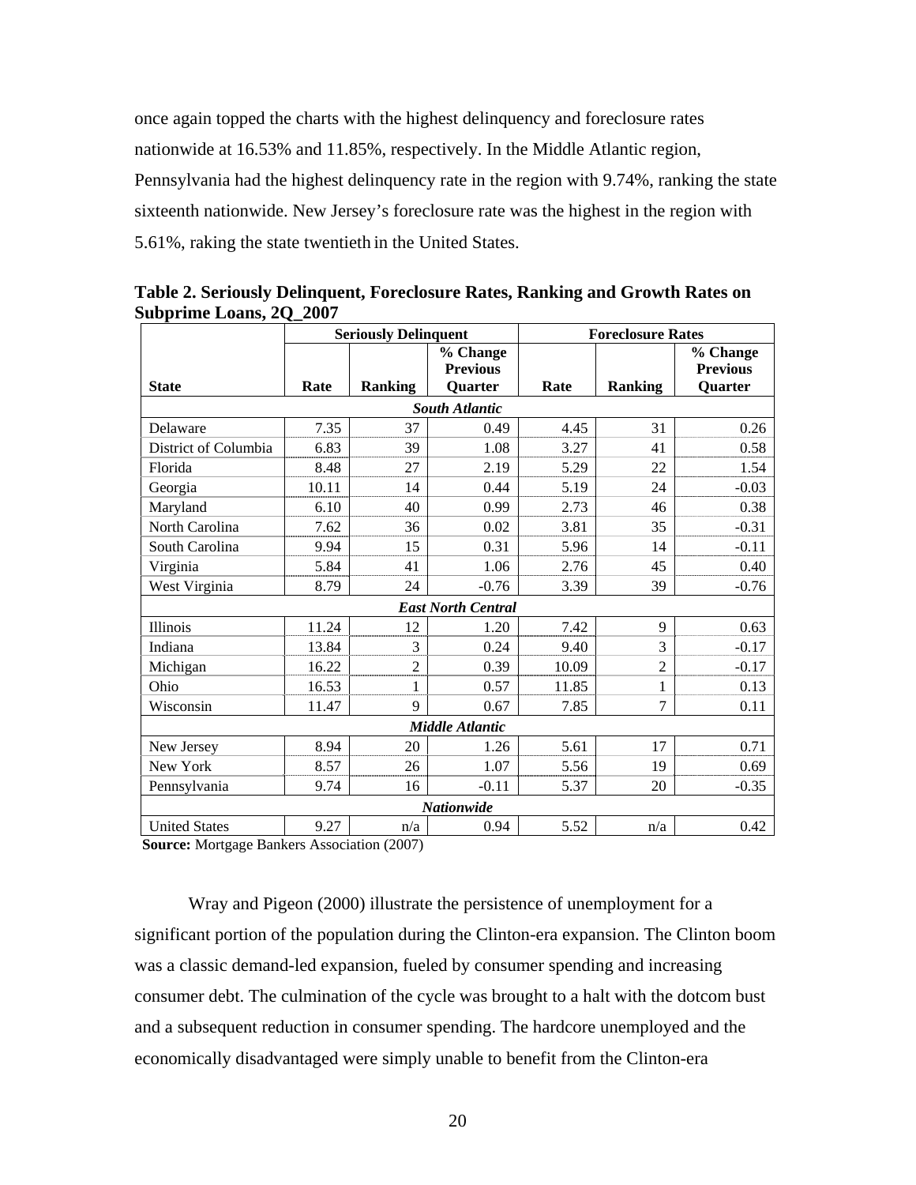once again topped the charts with the highest delinquency and foreclosure rates nationwide at 16.53% and 11.85%, respectively. In the Middle Atlantic region, Pennsylvania had the highest delinquency rate in the region with 9.74%, ranking the state sixteenth nationwide. New Jersey's foreclosure rate was the highest in the region with 5.61%, raking the state twentieth in the United States.

**Table 2. Seriously Delinquent, Foreclosure Rates, Ranking and Growth Rates on Subprime Loans, 2Q_2007**

| | Seriously Delinquent | | | Foreclosure Rates | | |
|---|---|---|---|---|---|---|
| **State** | **Rate** | **Ranking** | **% Change Previous Quarter** | **Rate** | **Ranking** | **% Change Previous Quarter** |
| | | | ***South Atlantic*** | | | |
| Delaware | 7.35 | 37 | 0.49 | 4.45 | 31 | 0.26 |
| District of Columbia | 6.83 | 39 | 1.08 | 3.27 | 41 | 0.58 |
| Florida | 8.48 | 27 | 2.19 | 5.29 | 22 | 1.54 |
| Georgia | 10.11 | 14 | 0.44 | 5.19 | 24 | -0.03 |
| Maryland | 6.10 | 40 | 0.99 | 2.73 | 46 | 0.38 |
| North Carolina | 7.62 | 36 | 0.02 | 3.81 | 35 | -0.31 |
| South Carolina | 9.94 | 15 | 0.31 | 5.96 | 14 | -0.11 |
| Virginia | 5.84 | 41 | 1.06 | 2.76 | 45 | 0.40 |
| West Virginia | 8.79 | 24 | -0.76 | 3.39 | 39 | -0.76 |
| | | | ***East North Central*** | | | |
| Illinois | 11.24 | 12 | 1.20 | 7.42 | 9 | 0.63 |
| Indiana | 13.84 | 3 | 0.24 | 9.40 | 3 | -0.17 |
| Michigan | 16.22 | 2 | 0.39 | 10.09 | 2 | -0.17 |
| Ohio | 16.53 | 1 | 0.57 | 11.85 | 1 | 0.13 |
| Wisconsin | 11.47 | 9 | 0.67 | 7.85 | 7 | 0.11 |
| | | | ***Middle Atlantic*** | | | |
| New Jersey | 8.94 | 20 | 1.26 | 5.61 | 17 | 0.71 |
| New York | 8.57 | 26 | 1.07 | 5.56 | 19 | 0.69 |
| Pennsylvania | 9.74 | 16 | -0.11 | 5.37 | 20 | -0.35 |
| | | | ***Nationwide*** | | | |
| United States | 9.27 | n/a | 0.94 | 5.52 | n/a | 0.42 |

**Source:** Mortgage Bankers Association (2007)

Wray and Pigeon (2000) illustrate the persistence of unemployment for a significant portion of the population during the Clinton-era expansion. The Clinton boom was a classic demand-led expansion, fueled by consumer spending and increasing consumer debt. The culmination of the cycle was brought to a halt with the dotcom bust and a subsequent reduction in consumer spending. The hardcore unemployed and the economically disadvantaged were simply unable to benefit from the Clinton-era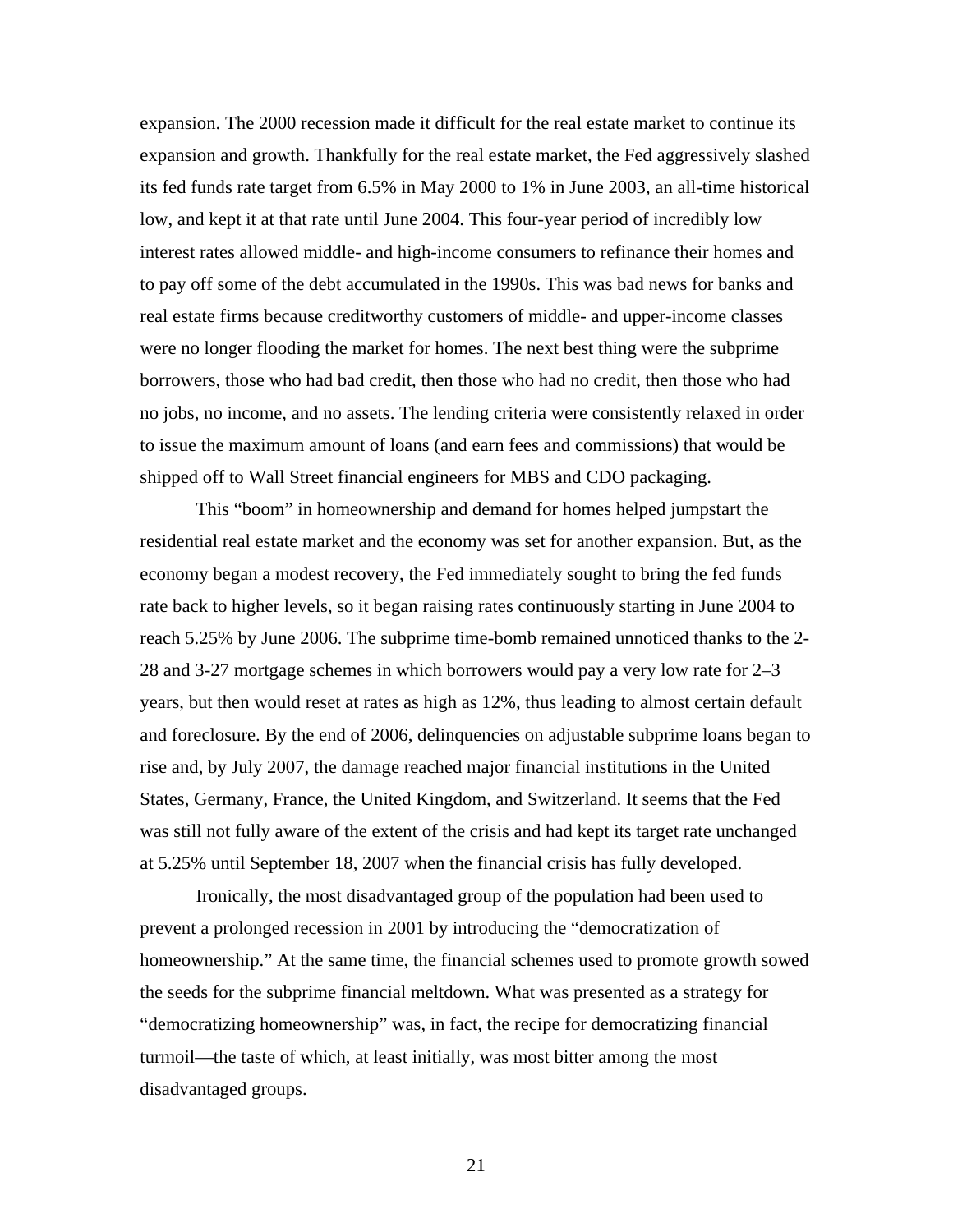expansion. The 2000 recession made it difficult for the real estate market to continue its expansion and growth. Thankfully for the real estate market, the Fed aggressively slashed its fed funds rate target from 6.5% in May 2000 to 1% in June 2003, an all-time historical low, and kept it at that rate until June 2004. This four-year period of incredibly low interest rates allowed middle- and high-income consumers to refinance their homes and to pay off some of the debt accumulated in the 1990s. This was bad news for banks and real estate firms because creditworthy customers of middle- and upper-income classes were no longer flooding the market for homes. The next best thing were the subprime borrowers, those who had bad credit, then those who had no credit, then those who had no jobs, no income, and no assets. The lending criteria were consistently relaxed in order to issue the maximum amount of loans (and earn fees and commissions) that would be shipped off to Wall Street financial engineers for MBS and CDO packaging.

This "boom" in homeownership and demand for homes helped jumpstart the residential real estate market and the economy was set for another expansion. But, as the economy began a modest recovery, the Fed immediately sought to bring the fed funds rate back to higher levels, so it began raising rates continuously starting in June 2004 to reach 5.25% by June 2006. The subprime time-bomb remained unnoticed thanks to the 2-28 and 3-27 mortgage schemes in which borrowers would pay a very low rate for 2–3 years, but then would reset at rates as high as 12%, thus leading to almost certain default and foreclosure. By the end of 2006, delinquencies on adjustable subprime loans began to rise and, by July 2007, the damage reached major financial institutions in the United States, Germany, France, the United Kingdom, and Switzerland. It seems that the Fed was still not fully aware of the extent of the crisis and had kept its target rate unchanged at 5.25% until September 18, 2007 when the financial crisis has fully developed.

Ironically, the most disadvantaged group of the population had been used to prevent a prolonged recession in 2001 by introducing the "democratization of homeownership." At the same time, the financial schemes used to promote growth sowed the seeds for the subprime financial meltdown. What was presented as a strategy for "democratizing homeownership" was, in fact, the recipe for democratizing financial turmoil—the taste of which, at least initially, was most bitter among the most disadvantaged groups.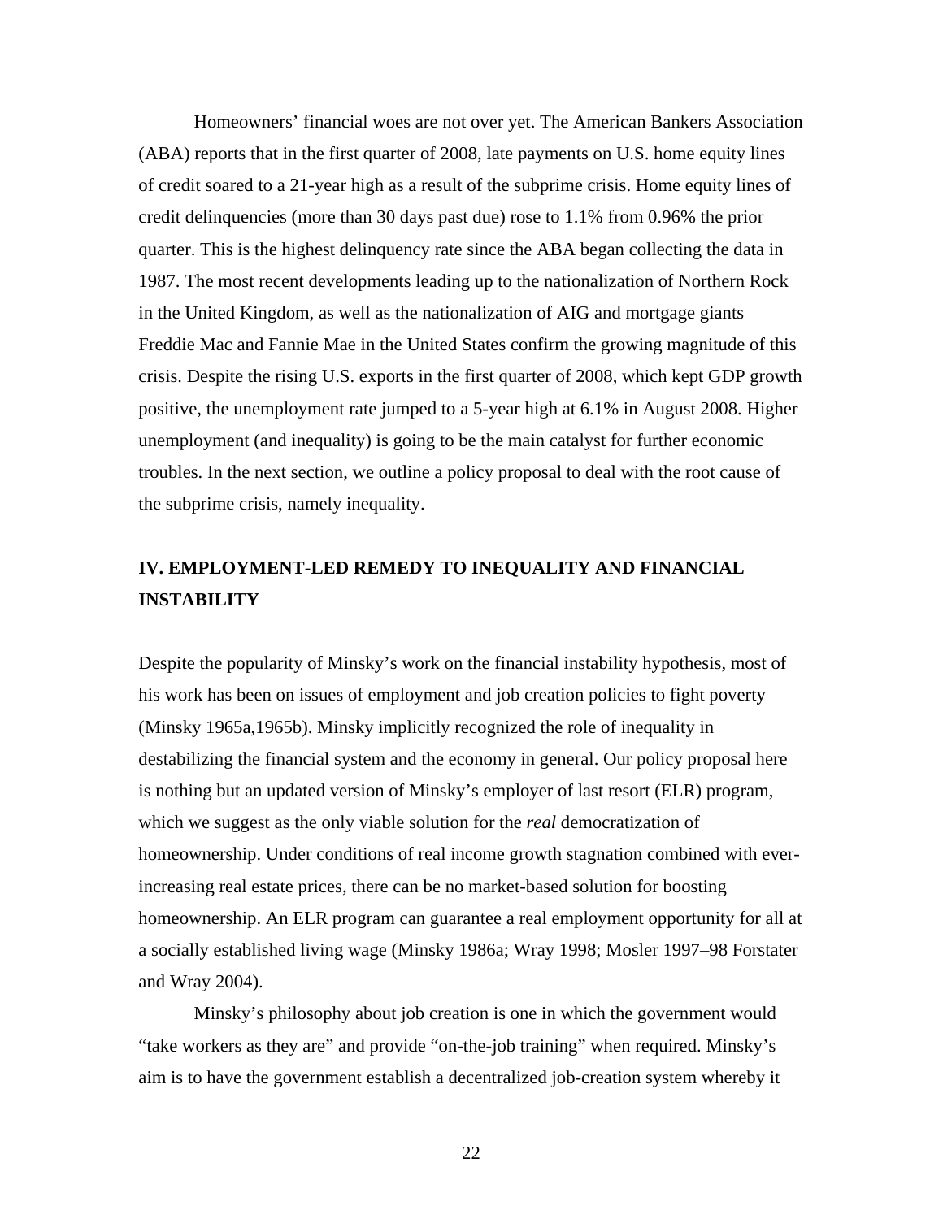Homeowners' financial woes are not over yet. The American Bankers Association (ABA) reports that in the first quarter of 2008, late payments on U.S. home equity lines of credit soared to a 21-year high as a result of the subprime crisis. Home equity lines of credit delinquencies (more than 30 days past due) rose to 1.1% from 0.96% the prior quarter. This is the highest delinquency rate since the ABA began collecting the data in 1987. The most recent developments leading up to the nationalization of Northern Rock in the United Kingdom, as well as the nationalization of AIG and mortgage giants Freddie Mac and Fannie Mae in the United States confirm the growing magnitude of this crisis. Despite the rising U.S. exports in the first quarter of 2008, which kept GDP growth positive, the unemployment rate jumped to a 5-year high at 6.1% in August 2008. Higher unemployment (and inequality) is going to be the main catalyst for further economic troubles. In the next section, we outline a policy proposal to deal with the root cause of the subprime crisis, namely inequality.

## IV. EMPLOYMENT-LED REMEDY TO INEQUALITY AND FINANCIAL INSTABILITY

Despite the popularity of Minsky's work on the financial instability hypothesis, most of his work has been on issues of employment and job creation policies to fight poverty (Minsky 1965a,1965b). Minsky implicitly recognized the role of inequality in destabilizing the financial system and the economy in general. Our policy proposal here is nothing but an updated version of Minsky's employer of last resort (ELR) program, which we suggest as the only viable solution for the *real* democratization of homeownership. Under conditions of real income growth stagnation combined with ever-increasing real estate prices, there can be no market-based solution for boosting homeownership. An ELR program can guarantee a real employment opportunity for all at a socially established living wage (Minsky 1986a; Wray 1998; Mosler 1997–98 Forstater and Wray 2004).

Minsky's philosophy about job creation is one in which the government would "take workers as they are" and provide "on-the-job training" when required. Minsky's aim is to have the government establish a decentralized job-creation system whereby it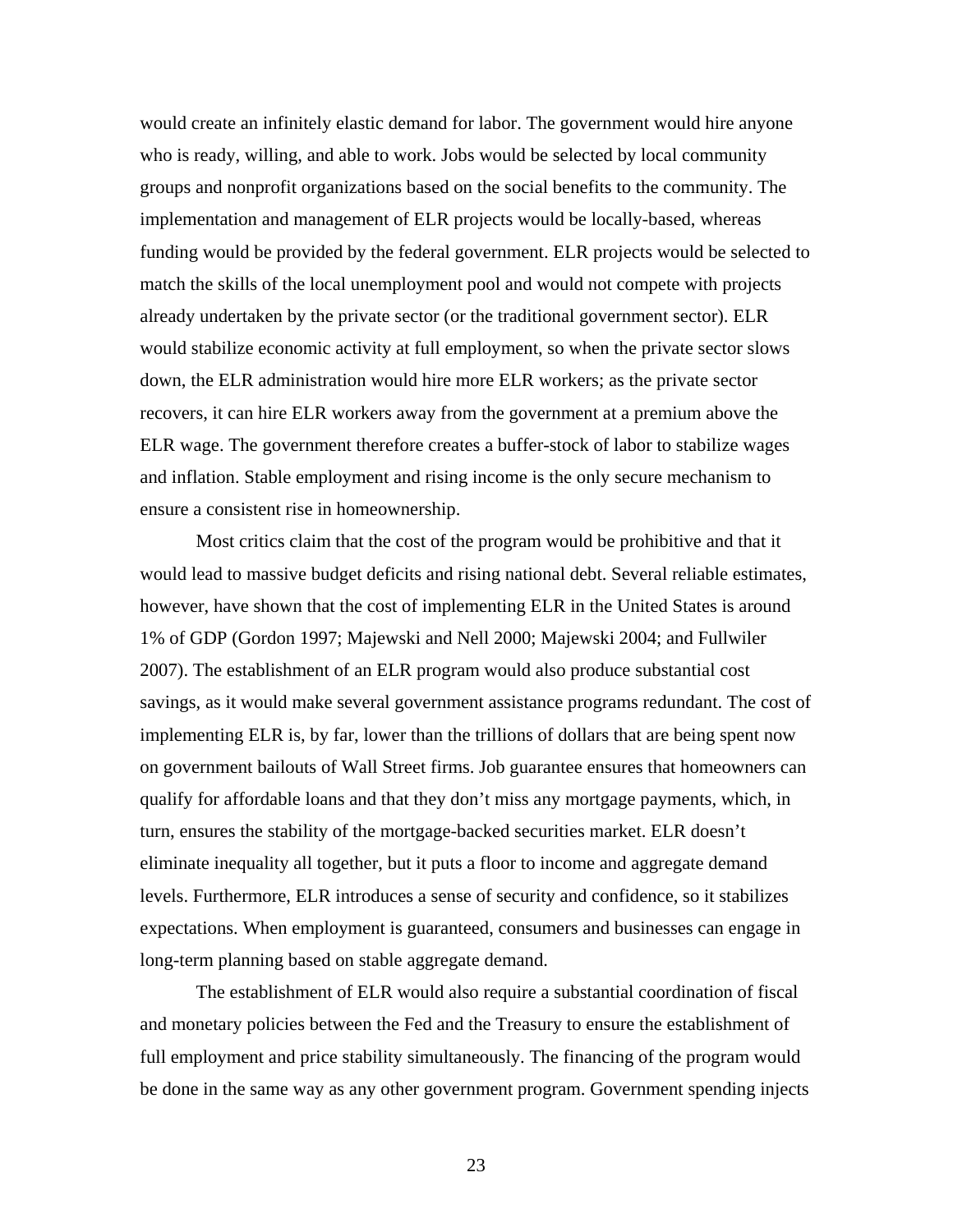would create an infinitely elastic demand for labor. The government would hire anyone who is ready, willing, and able to work. Jobs would be selected by local community groups and nonprofit organizations based on the social benefits to the community. The implementation and management of ELR projects would be locally-based, whereas funding would be provided by the federal government. ELR projects would be selected to match the skills of the local unemployment pool and would not compete with projects already undertaken by the private sector (or the traditional government sector). ELR would stabilize economic activity at full employment, so when the private sector slows down, the ELR administration would hire more ELR workers; as the private sector recovers, it can hire ELR workers away from the government at a premium above the ELR wage. The government therefore creates a buffer-stock of labor to stabilize wages and inflation. Stable employment and rising income is the only secure mechanism to ensure a consistent rise in homeownership.

Most critics claim that the cost of the program would be prohibitive and that it would lead to massive budget deficits and rising national debt. Several reliable estimates, however, have shown that the cost of implementing ELR in the United States is around 1% of GDP (Gordon 1997; Majewski and Nell 2000; Majewski 2004; and Fullwiler 2007). The establishment of an ELR program would also produce substantial cost savings, as it would make several government assistance programs redundant. The cost of implementing ELR is, by far, lower than the trillions of dollars that are being spent now on government bailouts of Wall Street firms. Job guarantee ensures that homeowners can qualify for affordable loans and that they don't miss any mortgage payments, which, in turn, ensures the stability of the mortgage-backed securities market. ELR doesn't eliminate inequality all together, but it puts a floor to income and aggregate demand levels. Furthermore, ELR introduces a sense of security and confidence, so it stabilizes expectations. When employment is guaranteed, consumers and businesses can engage in long-term planning based on stable aggregate demand.

The establishment of ELR would also require a substantial coordination of fiscal and monetary policies between the Fed and the Treasury to ensure the establishment of full employment and price stability simultaneously. The financing of the program would be done in the same way as any other government program. Government spending injects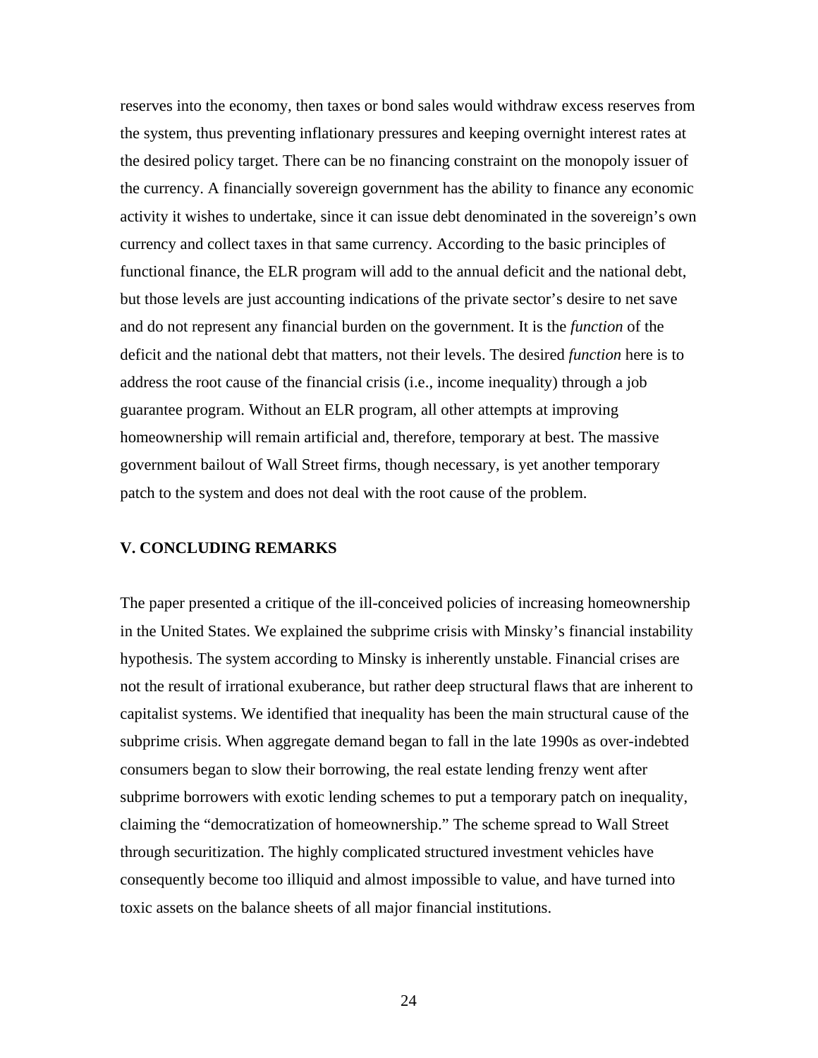reserves into the economy, then taxes or bond sales would withdraw excess reserves from the system, thus preventing inflationary pressures and keeping overnight interest rates at the desired policy target. There can be no financing constraint on the monopoly issuer of the currency. A financially sovereign government has the ability to finance any economic activity it wishes to undertake, since it can issue debt denominated in the sovereign's own currency and collect taxes in that same currency. According to the basic principles of functional finance, the ELR program will add to the annual deficit and the national debt, but those levels are just accounting indications of the private sector's desire to net save and do not represent any financial burden on the government. It is the *function* of the deficit and the national debt that matters, not their levels. The desired *function* here is to address the root cause of the financial crisis (i.e., income inequality) through a job guarantee program. Without an ELR program, all other attempts at improving homeownership will remain artificial and, therefore, temporary at best. The massive government bailout of Wall Street firms, though necessary, is yet another temporary patch to the system and does not deal with the root cause of the problem.

## V. CONCLUDING REMARKS

The paper presented a critique of the ill-conceived policies of increasing homeownership in the United States. We explained the subprime crisis with Minsky's financial instability hypothesis. The system according to Minsky is inherently unstable. Financial crises are not the result of irrational exuberance, but rather deep structural flaws that are inherent to capitalist systems. We identified that inequality has been the main structural cause of the subprime crisis. When aggregate demand began to fall in the late 1990s as over-indebted consumers began to slow their borrowing, the real estate lending frenzy went after subprime borrowers with exotic lending schemes to put a temporary patch on inequality, claiming the "democratization of homeownership." The scheme spread to Wall Street through securitization. The highly complicated structured investment vehicles have consequently become too illiquid and almost impossible to value, and have turned into toxic assets on the balance sheets of all major financial institutions.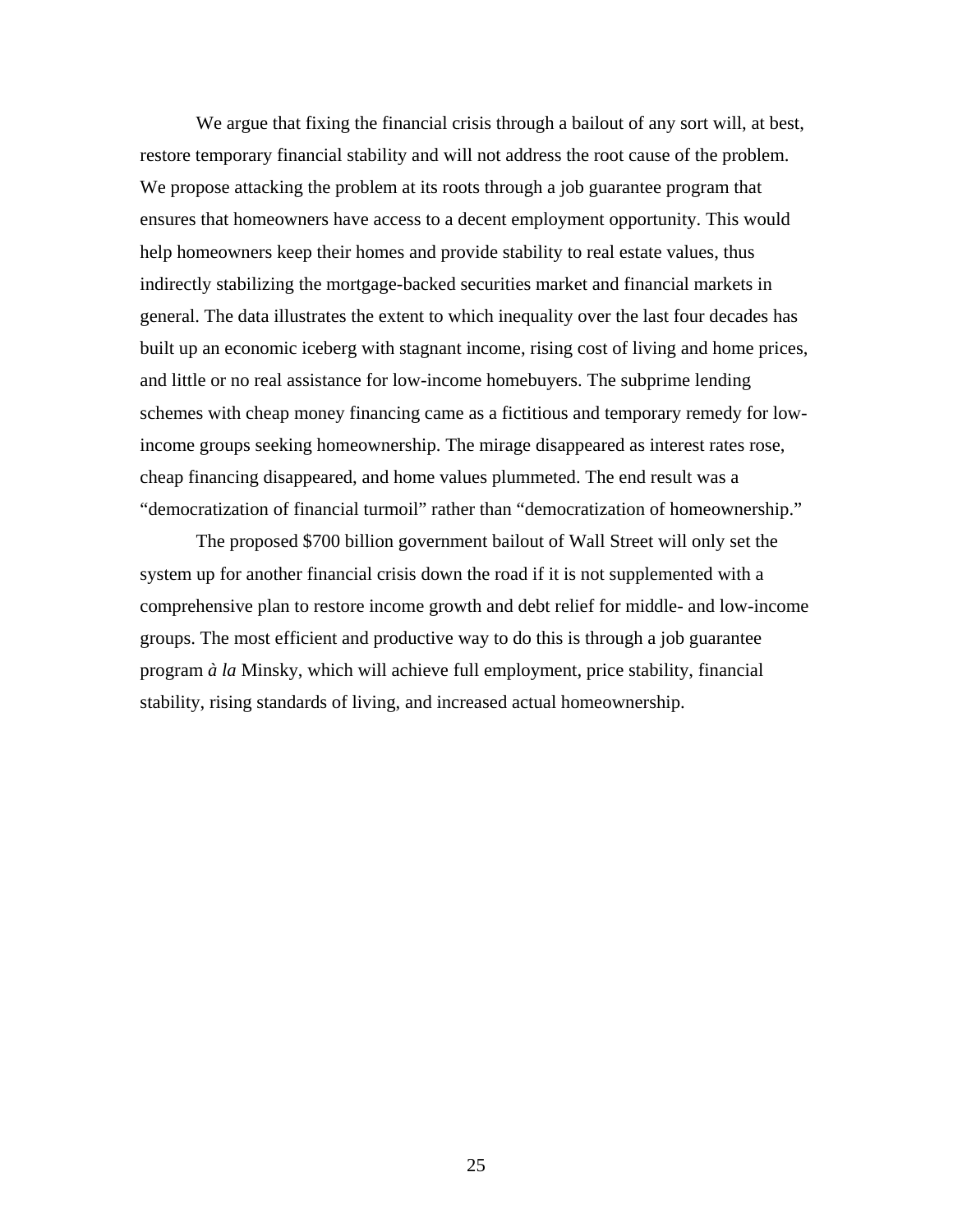We argue that fixing the financial crisis through a bailout of any sort will, at best, restore temporary financial stability and will not address the root cause of the problem. We propose attacking the problem at its roots through a job guarantee program that ensures that homeowners have access to a decent employment opportunity. This would help homeowners keep their homes and provide stability to real estate values, thus indirectly stabilizing the mortgage-backed securities market and financial markets in general. The data illustrates the extent to which inequality over the last four decades has built up an economic iceberg with stagnant income, rising cost of living and home prices, and little or no real assistance for low-income homebuyers. The subprime lending schemes with cheap money financing came as a fictitious and temporary remedy for low-income groups seeking homeownership. The mirage disappeared as interest rates rose, cheap financing disappeared, and home values plummeted. The end result was a "democratization of financial turmoil" rather than "democratization of homeownership."

The proposed $700 billion government bailout of Wall Street will only set the system up for another financial crisis down the road if it is not supplemented with a comprehensive plan to restore income growth and debt relief for middle- and low-income groups. The most efficient and productive way to do this is through a job guarantee program *à la* Minsky, which will achieve full employment, price stability, financial stability, rising standards of living, and increased actual homeownership.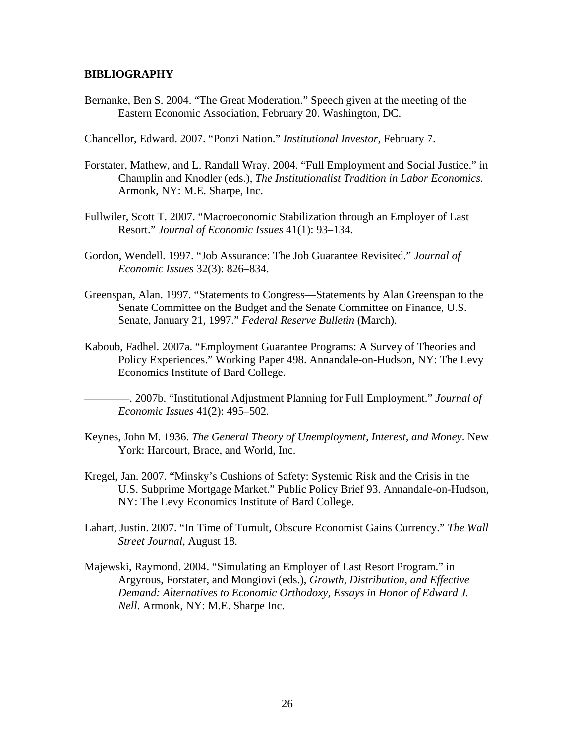## BIBLIOGRAPHY

Bernanke, Ben S. 2004. "The Great Moderation." Speech given at the meeting of the Eastern Economic Association, February 20. Washington, DC.

Chancellor, Edward. 2007. "Ponzi Nation." *Institutional Investor*, February 7.

Forstater, Mathew, and L. Randall Wray. 2004. "Full Employment and Social Justice." in Champlin and Knodler (eds.), *The Institutionalist Tradition in Labor Economics.* Armonk, NY: M.E. Sharpe, Inc.

Fullwiler, Scott T. 2007. "Macroeconomic Stabilization through an Employer of Last Resort." *Journal of Economic Issues* 41(1): 93–134.

Gordon, Wendell. 1997. "Job Assurance: The Job Guarantee Revisited." *Journal of Economic Issues* 32(3): 826–834.

Greenspan, Alan. 1997. "Statements to Congress—Statements by Alan Greenspan to the Senate Committee on the Budget and the Senate Committee on Finance, U.S. Senate, January 21, 1997." *Federal Reserve Bulletin* (March).

Kaboub, Fadhel. 2007a. "Employment Guarantee Programs: A Survey of Theories and Policy Experiences." Working Paper 498. Annandale-on-Hudson, NY: The Levy Economics Institute of Bard College.

————. 2007b. "Institutional Adjustment Planning for Full Employment." *Journal of Economic Issues* 41(2): 495–502.

Keynes, John M. 1936. *The General Theory of Unemployment, Interest, and Money*. New York: Harcourt, Brace, and World, Inc.

Kregel, Jan. 2007. "Minsky's Cushions of Safety: Systemic Risk and the Crisis in the U.S. Subprime Mortgage Market." Public Policy Brief 93. Annandale-on-Hudson, NY: The Levy Economics Institute of Bard College.

Lahart, Justin. 2007. "In Time of Tumult, Obscure Economist Gains Currency." *The Wall Street Journal*, August 18.

Majewski, Raymond. 2004. "Simulating an Employer of Last Resort Program." in Argyrous, Forstater, and Mongiovi (eds.), *Growth, Distribution, and Effective Demand: Alternatives to Economic Orthodoxy, Essays in Honor of Edward J. Nell*. Armonk, NY: M.E. Sharpe Inc.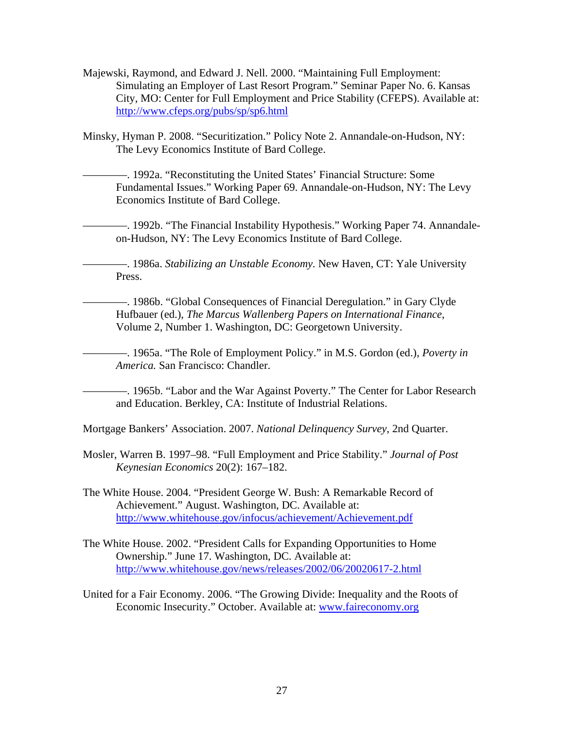Majewski, Raymond, and Edward J. Nell. 2000. "Maintaining Full Employment: Simulating an Employer of Last Resort Program." Seminar Paper No. 6. Kansas City, MO: Center for Full Employment and Price Stability (CFEPS). Available at: http://www.cfeps.org/pubs/sp/sp6.html

Minsky, Hyman P. 2008. "Securitization." Policy Note 2. Annandale-on-Hudson, NY: The Levy Economics Institute of Bard College.

————. 1992a. "Reconstituting the United States' Financial Structure: Some Fundamental Issues." Working Paper 69. Annandale-on-Hudson, NY: The Levy Economics Institute of Bard College.

————. 1992b. "The Financial Instability Hypothesis." Working Paper 74. Annandale-on-Hudson, NY: The Levy Economics Institute of Bard College.

————. 1986a. *Stabilizing an Unstable Economy.* New Haven, CT: Yale University Press.

————. 1986b. "Global Consequences of Financial Deregulation." in Gary Clyde Hufbauer (ed.), *The Marcus Wallenberg Papers on International Finance*, Volume 2, Number 1. Washington, DC: Georgetown University.

————. 1965a. "The Role of Employment Policy." in M.S. Gordon (ed.), *Poverty in America.* San Francisco: Chandler.

————. 1965b. "Labor and the War Against Poverty." The Center for Labor Research and Education. Berkley, CA: Institute of Industrial Relations.

Mortgage Bankers' Association. 2007. *National Delinquency Survey*, 2nd Quarter.

Mosler, Warren B. 1997–98. "Full Employment and Price Stability." *Journal of Post Keynesian Economics* 20(2): 167–182.

The White House. 2004. "President George W. Bush: A Remarkable Record of Achievement." August. Washington, DC. Available at: http://www.whitehouse.gov/infocus/achievement/Achievement.pdf

The White House. 2002. "President Calls for Expanding Opportunities to Home Ownership." June 17. Washington, DC. Available at: http://www.whitehouse.gov/news/releases/2002/06/20020617-2.html

United for a Fair Economy. 2006. "The Growing Divide: Inequality and the Roots of Economic Insecurity." October. Available at: www.faireconomy.org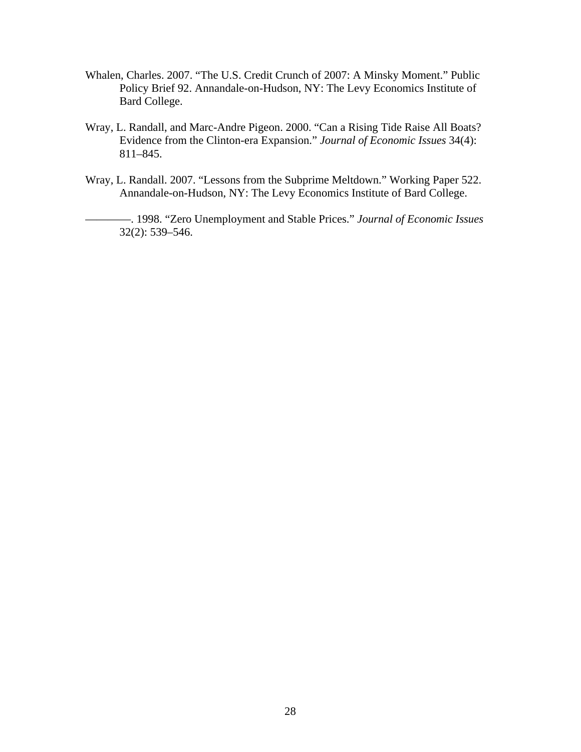Whalen, Charles. 2007. "The U.S. Credit Crunch of 2007: A Minsky Moment." Public Policy Brief 92. Annandale-on-Hudson, NY: The Levy Economics Institute of Bard College.

Wray, L. Randall, and Marc-Andre Pigeon. 2000. "Can a Rising Tide Raise All Boats? Evidence from the Clinton-era Expansion." *Journal of Economic Issues* 34(4): 811–845.

Wray, L. Randall. 2007. "Lessons from the Subprime Meltdown." Working Paper 522. Annandale-on-Hudson, NY: The Levy Economics Institute of Bard College.

————. 1998. "Zero Unemployment and Stable Prices." *Journal of Economic Issues* 32(2): 539–546.